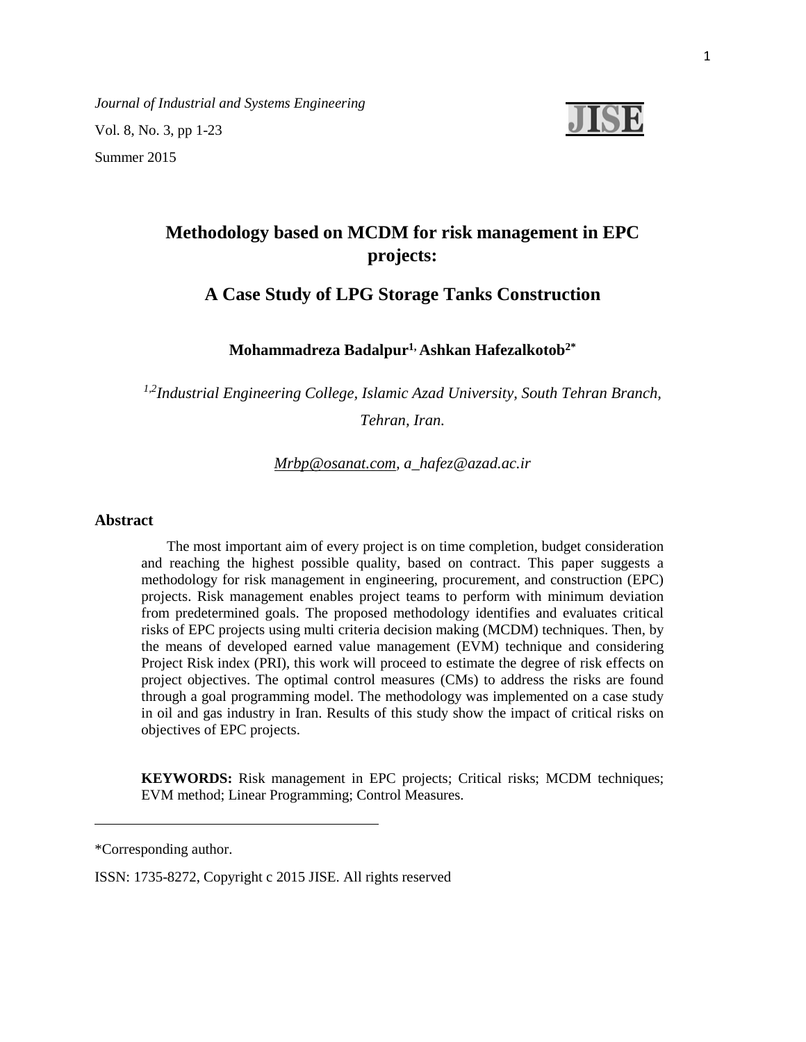*Journal of Industrial and Systems Engineering*

Vol. 8, No. 3, pp 1-23

Summer 2015

# Methodology based on MCDM for risk management in EPC projects:

## A Case Study of LPG Storage Tanks Construction

**Mohammadreza Badalpur[1], Ashkan Hafezalkotob[2*]**

*[1,2]Industrial Engineering College, Islamic Azad University, South Tehran Branch, Tehran, Iran.*

*Mrbp@osanat.com, a_hafez@azad.ac.ir*

## Abstract

The most important aim of every project is on time completion, budget consideration and reaching the highest possible quality, based on contract. This paper suggests a methodology for risk management in engineering, procurement, and construction (EPC) projects. Risk management enables project teams to perform with minimum deviation from predetermined goals. The proposed methodology identifies and evaluates critical risks of EPC projects using multi criteria decision making (MCDM) techniques. Then, by the means of developed earned value management (EVM) technique and considering Project Risk index (PRI), this work will proceed to estimate the degree of risk effects on project objectives. The optimal control measures (CMs) to address the risks are found through a goal programming model. The methodology was implemented on a case study in oil and gas industry in Iran. Results of this study show the impact of critical risks on objectives of EPC projects.

**KEYWORDS:** Risk management in EPC projects; Critical risks; MCDM techniques; EVM method; Linear Programming; Control Measures.

---

*Corresponding author.

ISSN: 1735-8272, Copyright c 2015 JISE. All rights reserved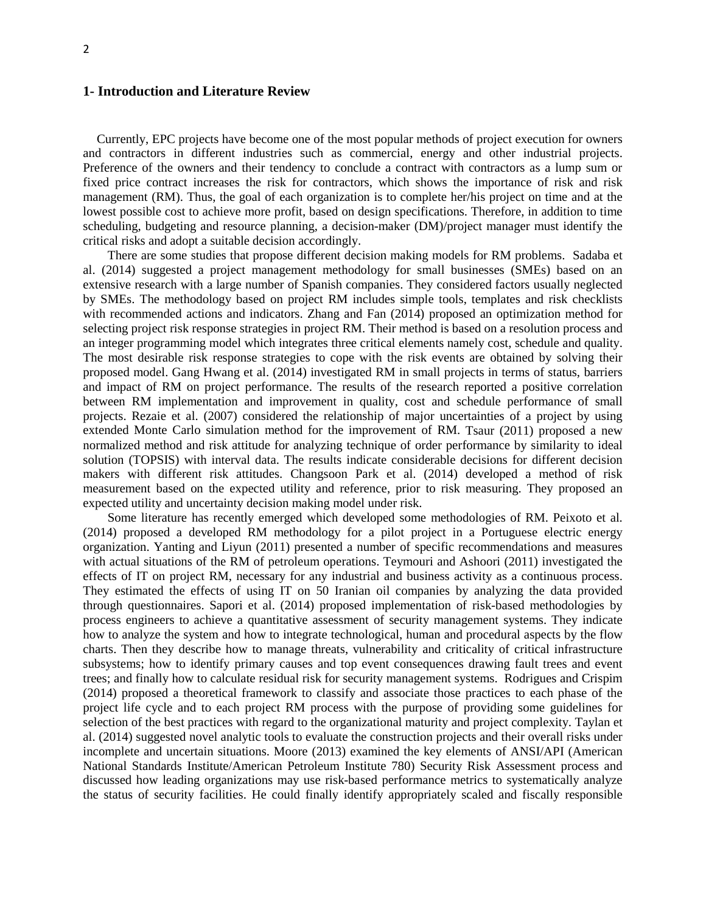## 1- Introduction and Literature Review

Currently, EPC projects have become one of the most popular methods of project execution for owners and contractors in different industries such as commercial, energy and other industrial projects. Preference of the owners and their tendency to conclude a contract with contractors as a lump sum or fixed price contract increases the risk for contractors, which shows the importance of risk and risk management (RM). Thus, the goal of each organization is to complete her/his project on time and at the lowest possible cost to achieve more profit, based on design specifications. Therefore, in addition to time scheduling, budgeting and resource planning, a decision-maker (DM)/project manager must identify the critical risks and adopt a suitable decision accordingly.

There are some studies that propose different decision making models for RM problems. Sadaba et al. (2014) suggested a project management methodology for small businesses (SMEs) based on an extensive research with a large number of Spanish companies. They considered factors usually neglected by SMEs. The methodology based on project RM includes simple tools, templates and risk checklists with recommended actions and indicators. Zhang and Fan (2014) proposed an optimization method for selecting project risk response strategies in project RM. Their method is based on a resolution process and an integer programming model which integrates three critical elements namely cost, schedule and quality. The most desirable risk response strategies to cope with the risk events are obtained by solving their proposed model. Gang Hwang et al. (2014) investigated RM in small projects in terms of status, barriers and impact of RM on project performance. The results of the research reported a positive correlation between RM implementation and improvement in quality, cost and schedule performance of small projects. Rezaie et al. (2007) considered the relationship of major uncertainties of a project by using extended Monte Carlo simulation method for the improvement of RM. Tsaur (2011) proposed a new normalized method and risk attitude for analyzing technique of order performance by similarity to ideal solution (TOPSIS) with interval data. The results indicate considerable decisions for different decision makers with different risk attitudes. Changsoon Park et al. (2014) developed a method of risk measurement based on the expected utility and reference, prior to risk measuring. They proposed an expected utility and uncertainty decision making model under risk.

Some literature has recently emerged which developed some methodologies of RM. Peixoto et al. (2014) proposed a developed RM methodology for a pilot project in a Portuguese electric energy organization. Yanting and Liyun (2011) presented a number of specific recommendations and measures with actual situations of the RM of petroleum operations. Teymouri and Ashoori (2011) investigated the effects of IT on project RM, necessary for any industrial and business activity as a continuous process. They estimated the effects of using IT on 50 Iranian oil companies by analyzing the data provided through questionnaires. Sapori et al. (2014) proposed implementation of risk-based methodologies by process engineers to achieve a quantitative assessment of security management systems. They indicate how to analyze the system and how to integrate technological, human and procedural aspects by the flow charts. Then they describe how to manage threats, vulnerability and criticality of critical infrastructure subsystems; how to identify primary causes and top event consequences drawing fault trees and event trees; and finally how to calculate residual risk for security management systems. Rodrigues and Crispim (2014) proposed a theoretical framework to classify and associate those practices to each phase of the project life cycle and to each project RM process with the purpose of providing some guidelines for selection of the best practices with regard to the organizational maturity and project complexity. Taylan et al. (2014) suggested novel analytic tools to evaluate the construction projects and their overall risks under incomplete and uncertain situations. Moore (2013) examined the key elements of ANSI/API (American National Standards Institute/American Petroleum Institute 780) Security Risk Assessment process and discussed how leading organizations may use risk-based performance metrics to systematically analyze the status of security facilities. He could finally identify appropriately scaled and fiscally responsible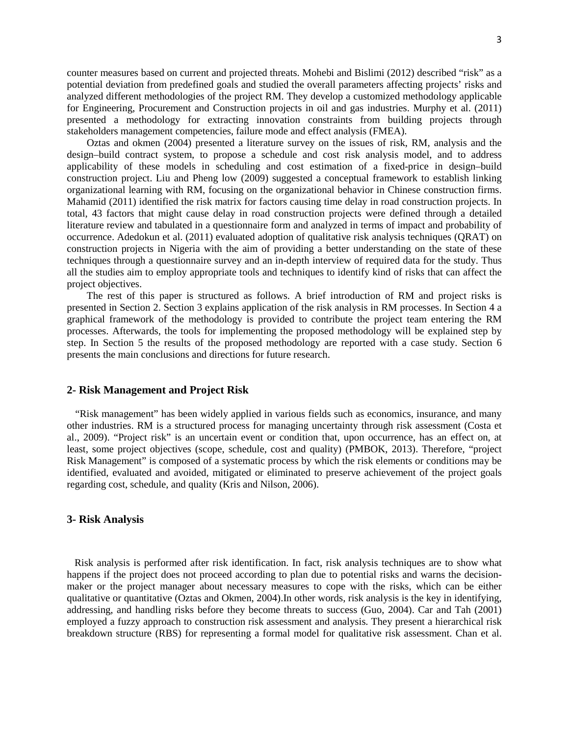counter measures based on current and projected threats. Mohebi and Bislimi (2012) described "risk" as a potential deviation from predefined goals and studied the overall parameters affecting projects' risks and analyzed different methodologies of the project RM. They develop a customized methodology applicable for Engineering, Procurement and Construction projects in oil and gas industries. Murphy et al. (2011) presented a methodology for extracting innovation constraints from building projects through stakeholders management competencies, failure mode and effect analysis (FMEA).

Oztas and okmen (2004) presented a literature survey on the issues of risk, RM, analysis and the design–build contract system, to propose a schedule and cost risk analysis model, and to address applicability of these models in scheduling and cost estimation of a fixed-price in design–build construction project. Liu and Pheng low (2009) suggested a conceptual framework to establish linking organizational learning with RM, focusing on the organizational behavior in Chinese construction firms. Mahamid (2011) identified the risk matrix for factors causing time delay in road construction projects. In total, 43 factors that might cause delay in road construction projects were defined through a detailed literature review and tabulated in a questionnaire form and analyzed in terms of impact and probability of occurrence. Adedokun et al. (2011) evaluated adoption of qualitative risk analysis techniques (QRAT) on construction projects in Nigeria with the aim of providing a better understanding on the state of these techniques through a questionnaire survey and an in-depth interview of required data for the study. Thus all the studies aim to employ appropriate tools and techniques to identify kind of risks that can affect the project objectives.

The rest of this paper is structured as follows. A brief introduction of RM and project risks is presented in Section 2. Section 3 explains application of the risk analysis in RM processes. In Section 4 a graphical framework of the methodology is provided to contribute the project team entering the RM processes. Afterwards, the tools for implementing the proposed methodology will be explained step by step. In Section 5 the results of the proposed methodology are reported with a case study. Section 6 presents the main conclusions and directions for future research.

## 2- Risk Management and Project Risk

"Risk management" has been widely applied in various fields such as economics, insurance, and many other industries. RM is a structured process for managing uncertainty through risk assessment (Costa et al., 2009). "Project risk" is an uncertain event or condition that, upon occurrence, has an effect on, at least, some project objectives (scope, schedule, cost and quality) (PMBOK, 2013). Therefore, "project Risk Management" is composed of a systematic process by which the risk elements or conditions may be identified, evaluated and avoided, mitigated or eliminated to preserve achievement of the project goals regarding cost, schedule, and quality (Kris and Nilson, 2006).

## 3- Risk Analysis

Risk analysis is performed after risk identification. In fact, risk analysis techniques are to show what happens if the project does not proceed according to plan due to potential risks and warns the decision-maker or the project manager about necessary measures to cope with the risks, which can be either qualitative or quantitative (Oztas and Okmen, 2004).In other words, risk analysis is the key in identifying, addressing, and handling risks before they become threats to success (Guo, 2004). Car and Tah (2001) employed a fuzzy approach to construction risk assessment and analysis. They present a hierarchical risk breakdown structure (RBS) for representing a formal model for qualitative risk assessment. Chan et al.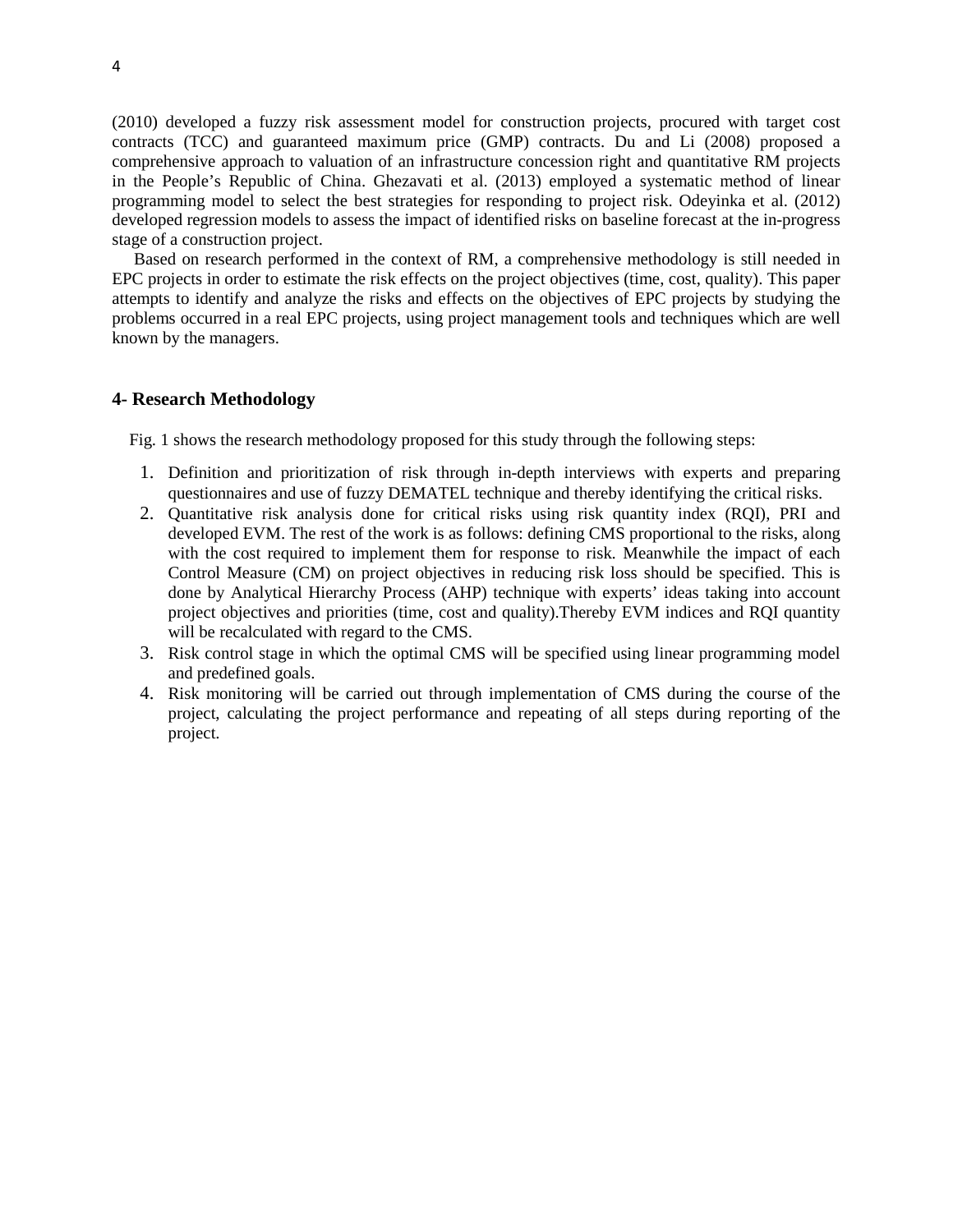(2010) developed a fuzzy risk assessment model for construction projects, procured with target cost contracts (TCC) and guaranteed maximum price (GMP) contracts. Du and Li (2008) proposed a comprehensive approach to valuation of an infrastructure concession right and quantitative RM projects in the People's Republic of China. Ghezavati et al. (2013) employed a systematic method of linear programming model to select the best strategies for responding to project risk. Odeyinka et al. (2012) developed regression models to assess the impact of identified risks on baseline forecast at the in-progress stage of a construction project.

Based on research performed in the context of RM, a comprehensive methodology is still needed in EPC projects in order to estimate the risk effects on the project objectives (time, cost, quality). This paper attempts to identify and analyze the risks and effects on the objectives of EPC projects by studying the problems occurred in a real EPC projects, using project management tools and techniques which are well known by the managers.

## 4- Research Methodology

Fig. 1 shows the research methodology proposed for this study through the following steps:

1. Definition and prioritization of risk through in-depth interviews with experts and preparing questionnaires and use of fuzzy DEMATEL technique and thereby identifying the critical risks.
2. Quantitative risk analysis done for critical risks using risk quantity index (RQI), PRI and developed EVM. The rest of the work is as follows: defining CMS proportional to the risks, along with the cost required to implement them for response to risk. Meanwhile the impact of each Control Measure (CM) on project objectives in reducing risk loss should be specified. This is done by Analytical Hierarchy Process (AHP) technique with experts' ideas taking into account project objectives and priorities (time, cost and quality).Thereby EVM indices and RQI quantity will be recalculated with regard to the CMS.
3. Risk control stage in which the optimal CMS will be specified using linear programming model and predefined goals.
4. Risk monitoring will be carried out through implementation of CMS during the course of the project, calculating the project performance and repeating of all steps during reporting of the project.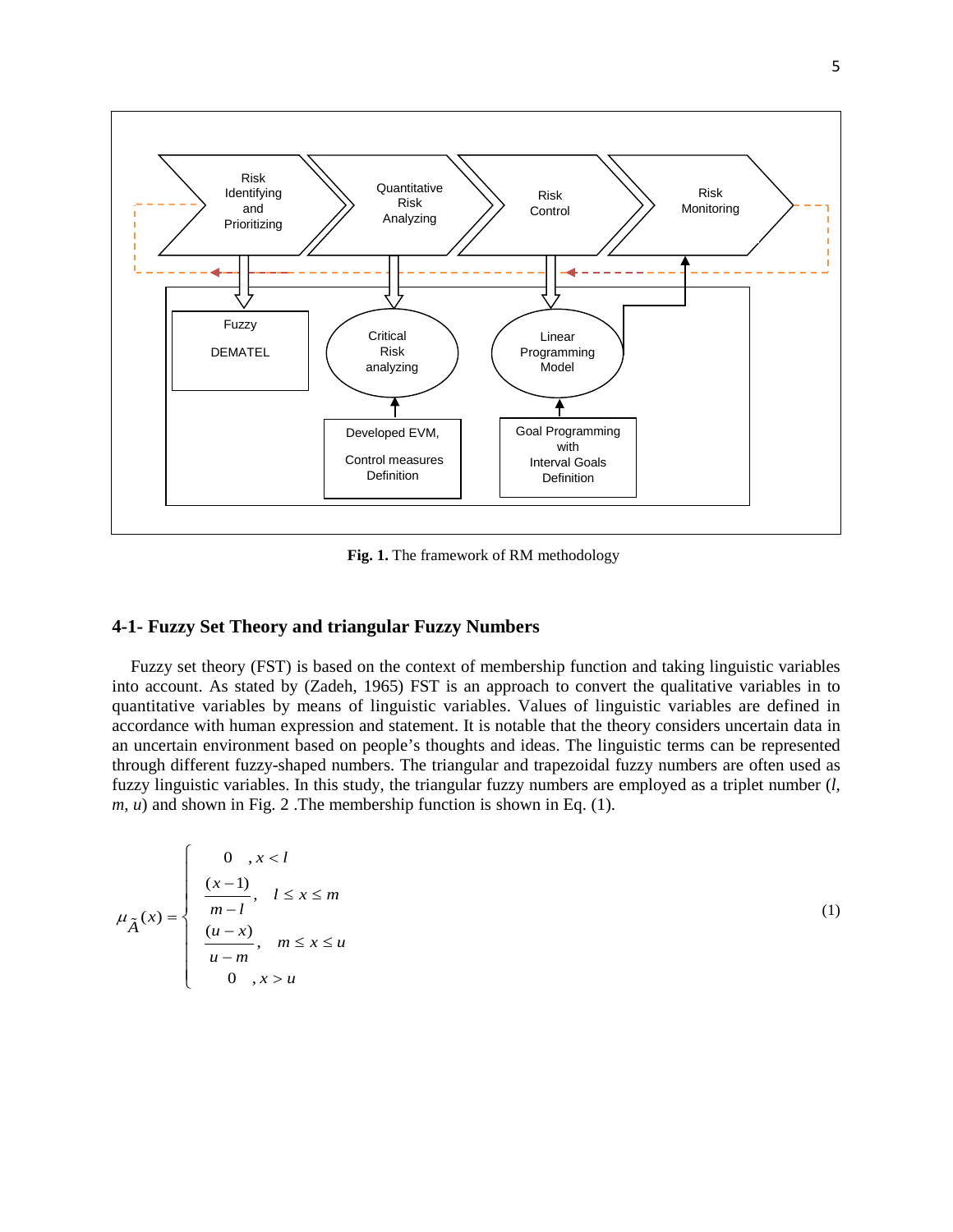Fig. 1. The framework of RM methodology

## 4-1- Fuzzy Set Theory and triangular Fuzzy Numbers

Fuzzy set theory (FST) is based on the context of membership function and taking linguistic variables into account. As stated by (Zadeh, 1965) FST is an approach to convert the qualitative variables in to quantitative variables by means of linguistic variables. Values of linguistic variables are defined in accordance with human expression and statement. It is notable that the theory considers uncertain data in an uncertain environment based on people's thoughts and ideas. The linguistic terms can be represented through different fuzzy-shaped numbers. The triangular and trapezoidal fuzzy numbers are often used as fuzzy linguistic variables. In this study, the triangular fuzzy numbers are employed as a triplet number ($l$, $m$, $u$) and shown in Fig. 2 .The membership function is shown in Eq. (1).

$$\mu_{\tilde{A}}(x) = \begin{cases} 0 & , x < l \\ \dfrac{(x-1)}{m-l}, & l \leq x \leq m \\ \dfrac{(u-x)}{u-m}, & m \leq x \leq u \\ 0 & , x > u \end{cases} \tag{1}$$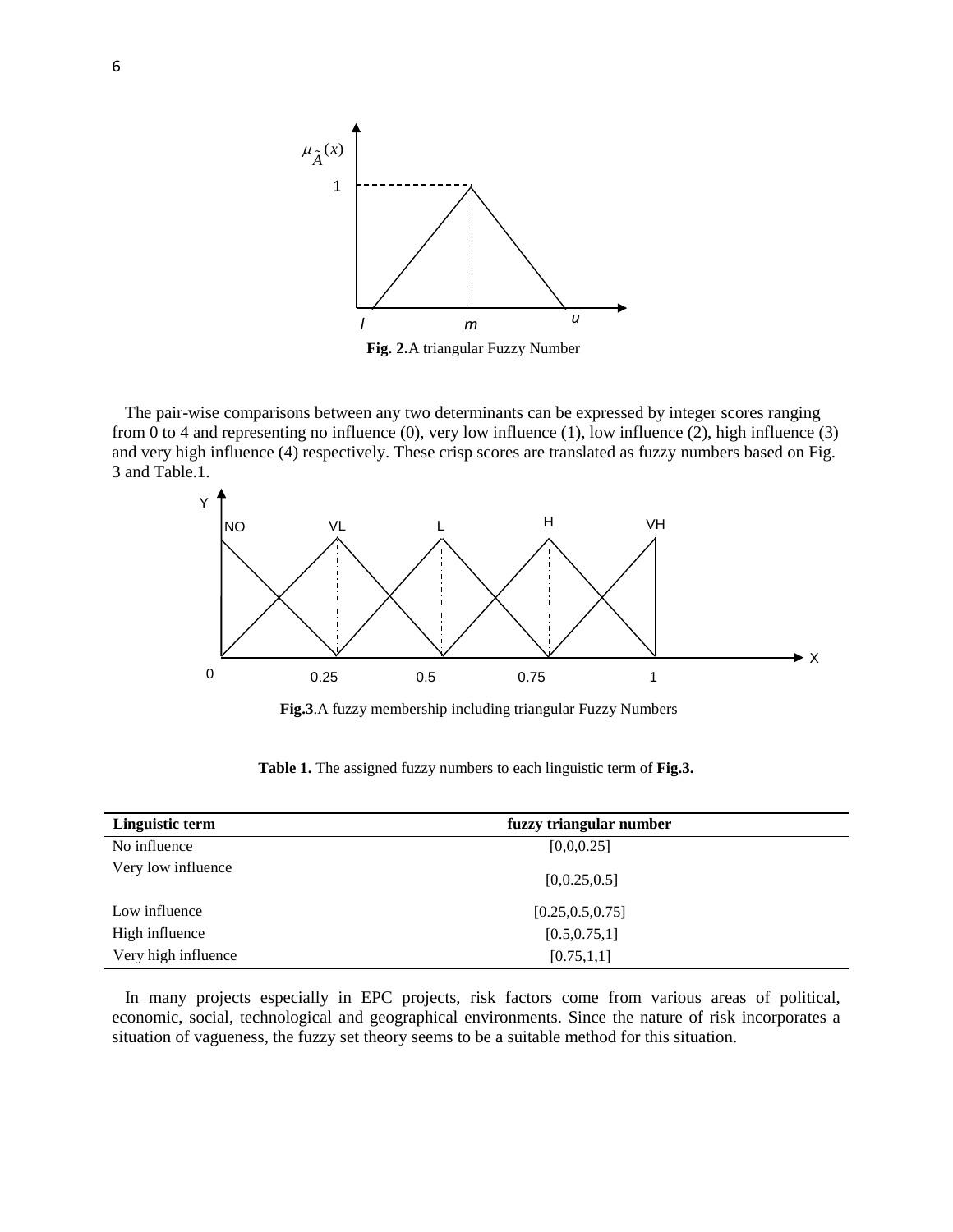**Fig. 2.**A triangular Fuzzy Number

The pair-wise comparisons between any two determinants can be expressed by integer scores ranging from 0 to 4 and representing no influence (0), very low influence (1), low influence (2), high influence (3) and very high influence (4) respectively. These crisp scores are translated as fuzzy numbers based on Fig. 3 and Table.1.

**Fig.3**.A fuzzy membership including triangular Fuzzy Numbers

**Table 1.** The assigned fuzzy numbers to each linguistic term of **Fig.3.**

| Linguistic term | fuzzy triangular number |
|---|---|
| No influence | [0,0,0.25] |
| Very low influence | [0,0.25,0.5] |
| Low influence | [0.25,0.5,0.75] |
| High influence | [0.5,0.75,1] |
| Very high influence | [0.75,1,1] |

In many projects especially in EPC projects, risk factors come from various areas of political, economic, social, technological and geographical environments. Since the nature of risk incorporates a situation of vagueness, the fuzzy set theory seems to be a suitable method for this situation.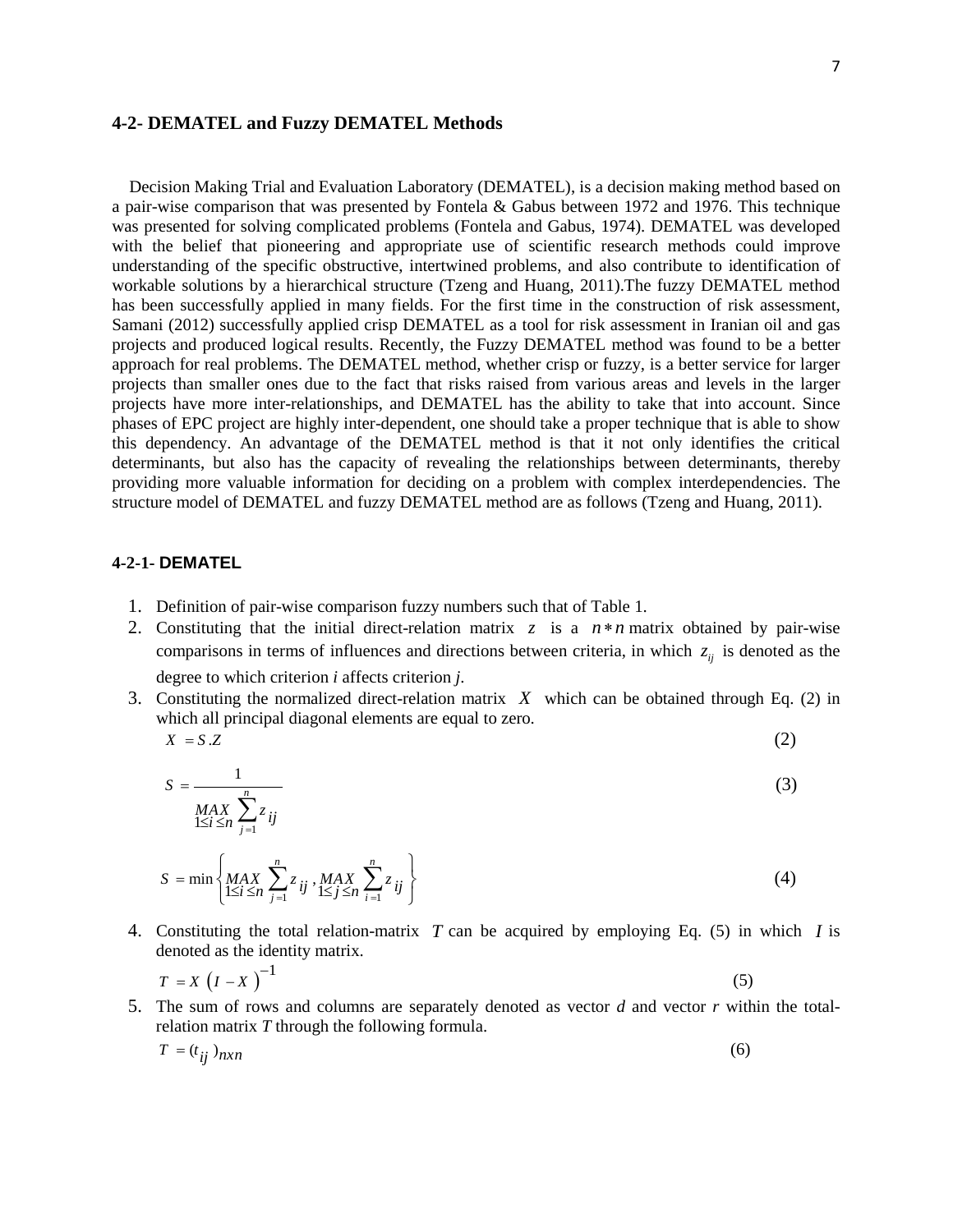## 4-2- DEMATEL and Fuzzy DEMATEL Methods

Decision Making Trial and Evaluation Laboratory (DEMATEL), is a decision making method based on a pair-wise comparison that was presented by Fontela & Gabus between 1972 and 1976. This technique was presented for solving complicated problems (Fontela and Gabus, 1974). DEMATEL was developed with the belief that pioneering and appropriate use of scientific research methods could improve understanding of the specific obstructive, intertwined problems, and also contribute to identification of workable solutions by a hierarchical structure (Tzeng and Huang, 2011).The fuzzy DEMATEL method has been successfully applied in many fields. For the first time in the construction of risk assessment, Samani (2012) successfully applied crisp DEMATEL as a tool for risk assessment in Iranian oil and gas projects and produced logical results. Recently, the Fuzzy DEMATEL method was found to be a better approach for real problems. The DEMATEL method, whether crisp or fuzzy, is a better service for larger projects than smaller ones due to the fact that risks raised from various areas and levels in the larger projects have more inter-relationships, and DEMATEL has the ability to take that into account. Since phases of EPC project are highly inter-dependent, one should take a proper technique that is able to show this dependency. An advantage of the DEMATEL method is that it not only identifies the critical determinants, but also has the capacity of revealing the relationships between determinants, thereby providing more valuable information for deciding on a problem with complex interdependencies. The structure model of DEMATEL and fuzzy DEMATEL method are as follows (Tzeng and Huang, 2011).

### 4-2-1- DEMATEL

1. Definition of pair-wise comparison fuzzy numbers such that of Table 1.
2. Constituting that the initial direct-relation matrix $z$ is a $n*n$ matrix obtained by pair-wise comparisons in terms of influences and directions between criteria, in which $z_{ij}$ is denoted as the degree to which criterion *i* affects criterion *j*.
3. Constituting the normalized direct-relation matrix $X$ which can be obtained through Eq. (2) in which all principal diagonal elements are equal to zero.

$$X = S.Z \tag{2}$$

$$S = \frac{1}{\underset{1 \le i \le n}{MAX} \sum_{j=1}^{n} z_{ij}} \tag{3}$$

$$S = \min \left\{ \underset{1 \le i \le n}{MAX} \sum_{j=1}^{n} z_{ij} , \underset{1 \le j \le n}{MAX} \sum_{i=1}^{n} z_{ij} \right\} \tag{4}$$

4. Constituting the total relation-matrix $T$ can be acquired by employing Eq. (5) in which $I$ is denoted as the identity matrix.

$$T = X \left( I - X \right)^{-1} \tag{5}$$

5. The sum of rows and columns are separately denoted as vector *d* and vector *r* within the total-relation matrix *T* through the following formula.

$$T = (t_{ij})_{nxn} \tag{6}$$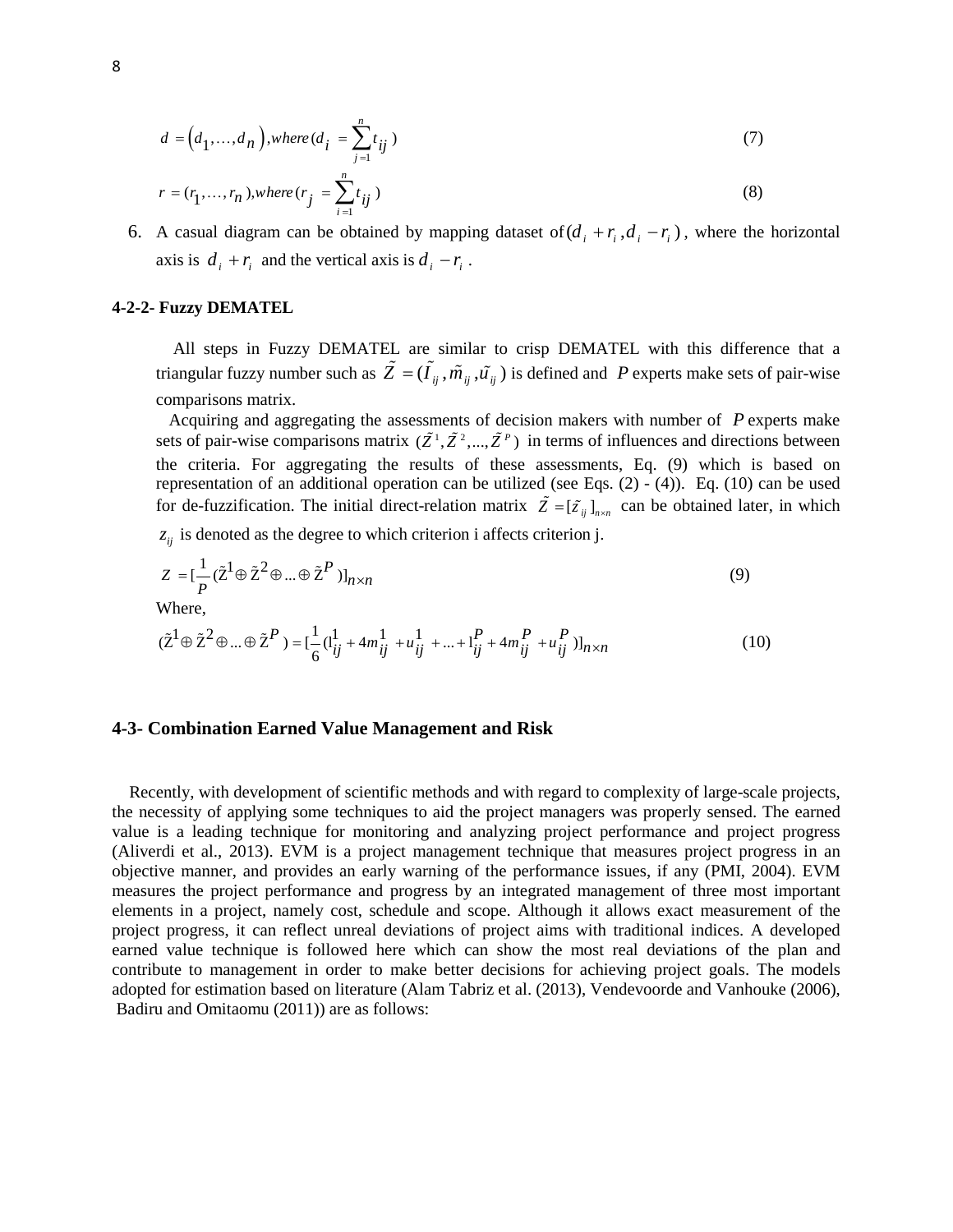$$d = \left(d_1, \ldots, d_n\right), where\,(d_i = \sum_{j=1}^{n} t_{ij}) \tag{7}$$

$$r = (r_1, \ldots, r_n), where\,(r_j = \sum_{i=1}^{n} t_{ij}) \tag{8}$$

6. A casual diagram can be obtained by mapping dataset of $(d_i + r_i, d_i - r_i)$, where the horizontal axis is $d_i + r_i$ and the vertical axis is $d_i - r_i$.

### 4-2-2- Fuzzy DEMATEL

All steps in Fuzzy DEMATEL are similar to crisp DEMATEL with this difference that a triangular fuzzy number such as $\tilde{Z} = (\tilde{I}_{ij}, \tilde{m}_{ij}, \tilde{u}_{ij})$ is defined and $P$ experts make sets of pair-wise comparisons matrix.

Acquiring and aggregating the assessments of decision makers with number of $P$ experts make sets of pair-wise comparisons matrix $(\tilde{Z}^1, \tilde{Z}^2, ..., \tilde{Z}^P)$ in terms of influences and directions between the criteria. For aggregating the results of these assessments, Eq. (9) which is based on representation of an additional operation can be utilized (see Eqs. (2) - (4)). Eq. (10) can be used for de-fuzzification. The initial direct-relation matrix $\tilde{Z} = [\tilde{z}_{ij}]_{n\times n}$ can be obtained later, in which $z_{ij}$ is denoted as the degree to which criterion i affects criterion j.

$$Z = [\frac{1}{P}(\tilde{Z}^1 \oplus \tilde{Z}^2 \oplus ... \oplus \tilde{Z}^P)]_{n\times n} \tag{9}$$

Where,

$$(\tilde{Z}^1 \oplus \tilde{Z}^2 \oplus ... \oplus \tilde{Z}^P) = [\frac{1}{6}(l_{ij}^1 + 4m_{ij}^1 + u_{ij}^1 + ... + l_{ij}^P + 4m_{ij}^P + u_{ij}^P)]_{n\times n} \tag{10}$$

## 4-3- Combination Earned Value Management and Risk

Recently, with development of scientific methods and with regard to complexity of large-scale projects, the necessity of applying some techniques to aid the project managers was properly sensed. The earned value is a leading technique for monitoring and analyzing project performance and project progress (Aliverdi et al., 2013). EVM is a project management technique that measures project progress in an objective manner, and provides an early warning of the performance issues, if any (PMI, 2004). EVM measures the project performance and progress by an integrated management of three most important elements in a project, namely cost, schedule and scope. Although it allows exact measurement of the project progress, it can reflect unreal deviations of project aims with traditional indices. A developed earned value technique is followed here which can show the most real deviations of the plan and contribute to management in order to make better decisions for achieving project goals. The models adopted for estimation based on literature (Alam Tabriz et al. (2013), Vendevoorde and Vanhouke (2006), Badiru and Omitaomu (2011)) are as follows: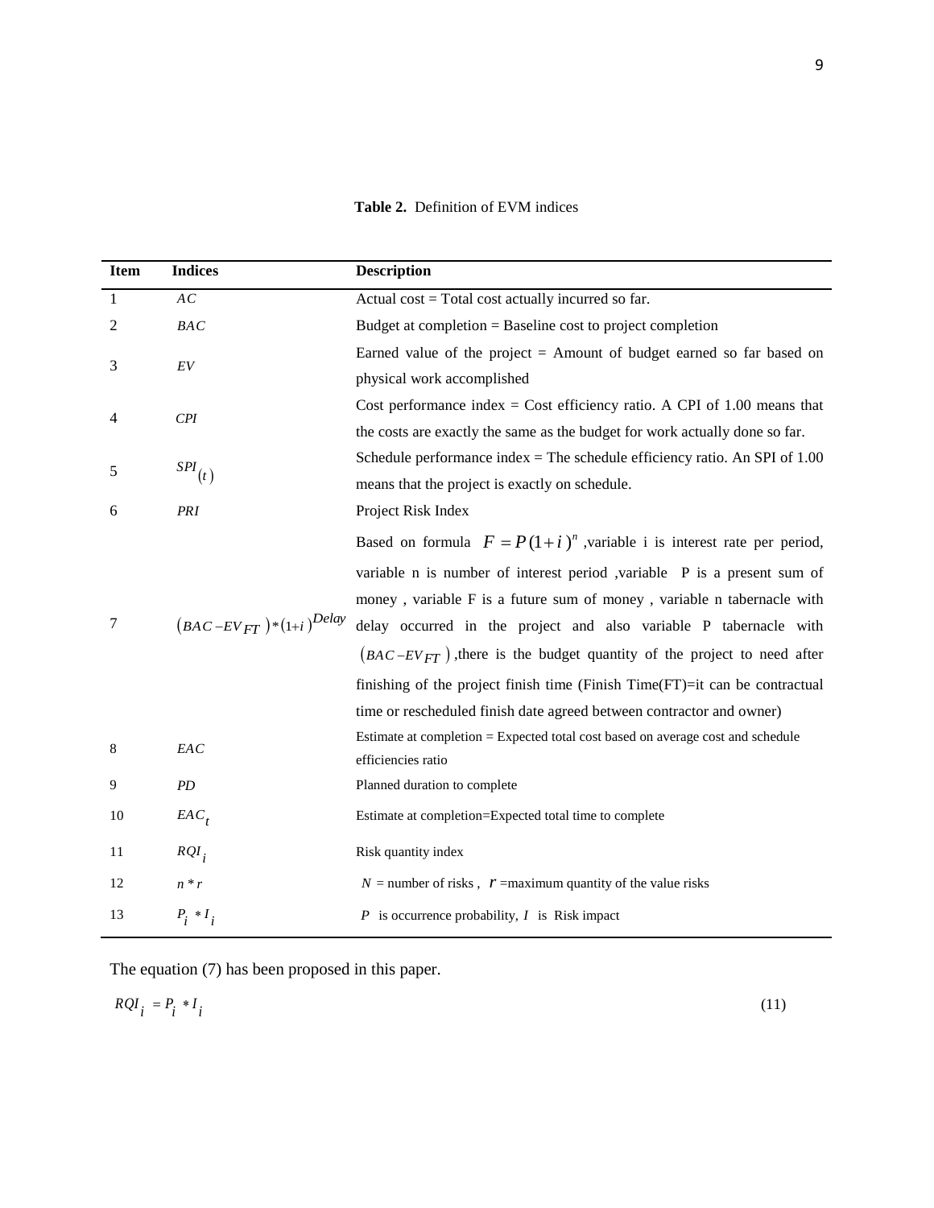**Table 2.** Definition of EVM indices

| Item | Indices | Description |
|---|---|---|
| 1 | $AC$ | Actual cost = Total cost actually incurred so far. |
| 2 | $BAC$ | Budget at completion = Baseline cost to project completion |
| 3 | $EV$ | Earned value of the project = Amount of budget earned so far based on physical work accomplished |
| 4 | $CPI$ | Cost performance index = Cost efficiency ratio. A CPI of 1.00 means that the costs are exactly the same as the budget for work actually done so far. |
| 5 | $SPI_{(t)}$ | Schedule performance index = The schedule efficiency ratio. An SPI of 1.00 means that the project is exactly on schedule. |
| 6 | $PRI$ | Project Risk Index |
| 7 | $(BAC - EV_{FT}) * (1+i)^{Delay}$ | Based on formula $F = P(1+i)^n$ ,variable i is interest rate per period, variable n is number of interest period ,variable P is a present sum of money , variable F is a future sum of money , variable n tabernacle with delay occurred in the project and also variable P tabernacle with $(BAC - EV_{FT})$ ,there is the budget quantity of the project to need after finishing of the project finish time (Finish Time(FT)=it can be contractual time or rescheduled finish date agreed between contractor and owner) |
| 8 | $EAC$ | Estimate at completion = Expected total cost based on average cost and schedule efficiencies ratio |
| 9 | $PD$ | Planned duration to complete |
| 10 | $EAC_t$ | Estimate at completion=Expected total time to complete |
| 11 | $RQI_i$ | Risk quantity index |
| 12 | $n * r$ | $N$ = number of risks , $r$ =maximum quantity of the value risks |
| 13 | $P_i * I_i$ | $P$ is occurrence probability, $I$ is Risk impact |

The equation (7) has been proposed in this paper.

$$RQI_i = P_i * I_i \tag{11}$$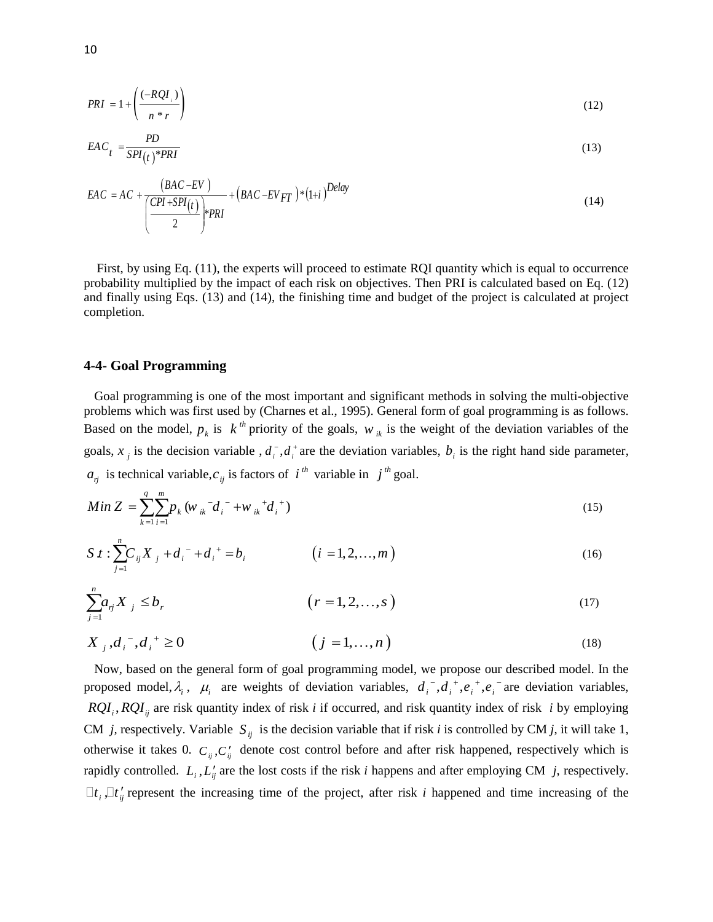$$PRI = 1 + \left( \frac{(-RQI_{i})}{n * r} \right) \tag{12}$$

$$EAC_{t} = \frac{PD}{SPI(t) * PRI} \tag{13}$$

$$EAC = AC + \frac{(BAC - EV)}{\left( \frac{CPI + SPI(t)}{2} \right) * PRI} + (BAC - EV_{FT}) * (1+i)^{Delay} \tag{14}$$

First, by using Eq. (11), the experts will proceed to estimate RQI quantity which is equal to occurrence probability multiplied by the impact of each risk on objectives. Then PRI is calculated based on Eq. (12) and finally using Eqs. (13) and (14), the finishing time and budget of the project is calculated at project completion.

### 4-4- Goal Programming

Goal programming is one of the most important and significant methods in solving the multi-objective problems which was first used by (Charnes et al., 1995). General form of goal programming is as follows. Based on the model, $p_k$ is $k^{th}$ priority of the goals, $w_{ik}$ is the weight of the deviation variables of the goals, $x_j$ is the decision variable , $d_i^-, d_i^+$ are the deviation variables, $b_i$ is the right hand side parameter, $a_{rj}$ is technical variable, $c_{ij}$ is factors of $i^{th}$ variable in $j^{th}$ goal.

$$Min\ Z = \sum_{k=1}^{q} \sum_{i=1}^{m} p_k \left( w_{ik}^{-} d_i^{-} + w_{ik}^{+} d_i^{+} \right) \tag{15}$$

$$S.t: \sum_{j=1}^{n} C_{ij} X_j + d_i^{-} + d_i^{+} = b_i \qquad (i = 1, 2, \ldots, m) \tag{16}$$

$$\sum_{j=1}^{n} a_{rj} X_j \leq b_r \qquad (r = 1, 2, \ldots, s) \tag{17}$$

$$X_j, d_i^{-}, d_i^{+} \geq 0 \qquad (j = 1, \ldots, n) \tag{18}$$

Now, based on the general form of goal programming model, we propose our described model. In the proposed model, $\lambda_i$, $\mu_i$ are weights of deviation variables, $d_i^-, d_i^+, e_i^+, e_i^-$ are deviation variables, $RQI_i, RQI_{ij}$ are risk quantity index of risk *i* if occurred, and risk quantity index of risk *i* by employing CM *j*, respectively. Variable $S_{ij}$ is the decision variable that if risk *i* is controlled by CM *j*, it will take 1, otherwise it takes 0. $C_{ij}, C'_{ij}$ denote cost control before and after risk happened, respectively which is rapidly controlled. $L_i, L'_{ij}$ are the lost costs if the risk *i* happens and after employing CM *j*, respectively. $\Delta t_i, \Delta t'_{ij}$ represent the increasing time of the project, after risk *i* happened and time increasing of the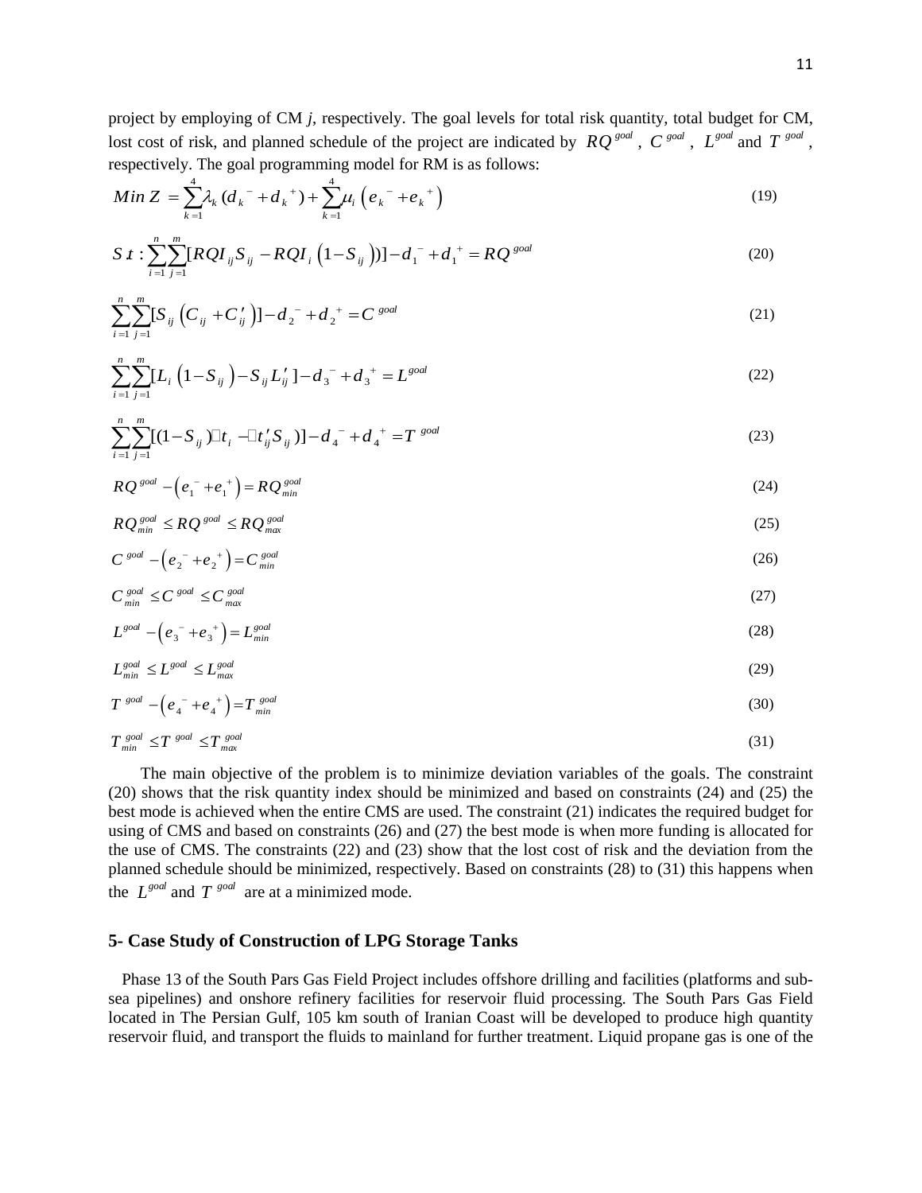project by employing of CM *j*, respectively. The goal levels for total risk quantity, total budget for CM, lost cost of risk, and planned schedule of the project are indicated by $RQ^{goal}$, $C^{goal}$, $L^{goal}$ and $T^{goal}$, respectively. The goal programming model for RM is as follows:

$$Min\ Z = \sum_{k=1}^{4} \lambda_k \left(d_k^- + d_k^+\right) + \sum_{k=1}^{4} \mu_i \left(e_k^- + e_k^+\right) \tag{19}$$

$$S.t: \sum_{i=1}^{n}\sum_{j=1}^{m}[RQI_{ij} S_{ij} - RQI_i \left(1 - S_{ij}\right))] - d_1^- + d_1^+ = RQ^{goal} \tag{20}$$

$$\sum_{i=1}^{n}\sum_{j=1}^{m}[S_{ij}\left(C_{ij} + C'_{ij}\right)] - d_2^- + d_2^+ = C^{goal} \tag{21}$$

$$\sum_{i=1}^{n}\sum_{j=1}^{m}[L_i\left(1 - S_{ij}\right) - S_{ij} L'_{ij}] - d_3^- + d_3^+ = L^{goal} \tag{22}$$

$$\sum_{i=1}^{n}\sum_{j=1}^{m}[(1 - S_{ij})\Box t_i - \Box t'_{ij} S_{ij})] - d_4^- + d_4^+ = T^{goal} \tag{23}$$

$$RQ^{goal} - \left(e_1^- + e_1^+\right) = RQ_{min}^{goal} \tag{24}$$

$$RQ_{min}^{goal} \le RQ^{goal} \le RQ_{max}^{goal} \tag{25}$$

$$C^{goal} - \left(e_2^- + e_2^+\right) = C_{min}^{goal} \tag{26}$$

$$C_{min}^{goal} \le C^{goal} \le C_{max}^{goal} \tag{27}$$

$$L^{goal} - \left(e_3^- + e_3^+\right) = L_{min}^{goal} \tag{28}$$

$$L_{min}^{goal} \le L^{goal} \le L_{max}^{goal} \tag{29}$$

$$T^{goal} - \left(e_4^- + e_4^+\right) = T_{min}^{goal} \tag{30}$$

$$T_{min}^{goal} \le T^{goal} \le T_{max}^{goal} \tag{31}$$

The main objective of the problem is to minimize deviation variables of the goals. The constraint (20) shows that the risk quantity index should be minimized and based on constraints (24) and (25) the best mode is achieved when the entire CMS are used. The constraint (21) indicates the required budget for using of CMS and based on constraints (26) and (27) the best mode is when more funding is allocated for the use of CMS. The constraints (22) and (23) show that the lost cost of risk and the deviation from the planned schedule should be minimized, respectively. Based on constraints (28) to (31) this happens when the $L^{goal}$ and $T^{goal}$ are at a minimized mode.

## 5- Case Study of Construction of LPG Storage Tanks

Phase 13 of the South Pars Gas Field Project includes offshore drilling and facilities (platforms and sub-sea pipelines) and onshore refinery facilities for reservoir fluid processing. The South Pars Gas Field located in The Persian Gulf, 105 km south of Iranian Coast will be developed to produce high quantity reservoir fluid, and transport the fluids to mainland for further treatment. Liquid propane gas is one of the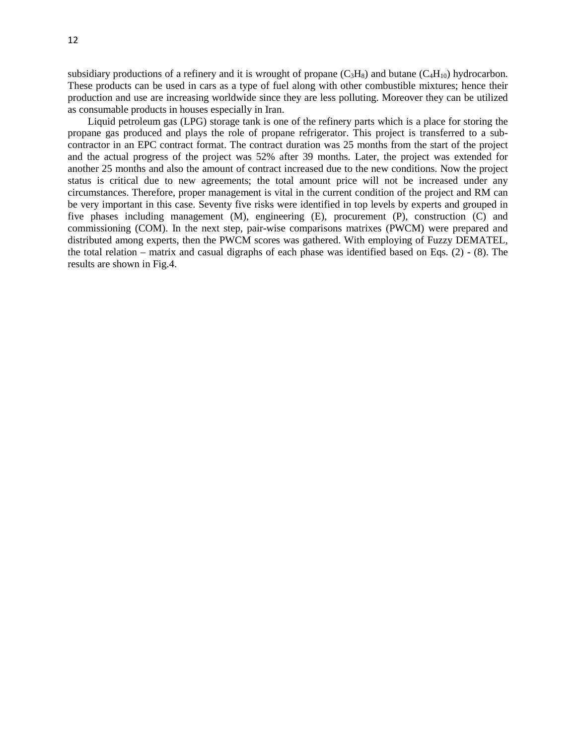subsidiary productions of a refinery and it is wrought of propane ($C_3H_8$) and butane ($C_4H_{10}$) hydrocarbon. These products can be used in cars as a type of fuel along with other combustible mixtures; hence their production and use are increasing worldwide since they are less polluting. Moreover they can be utilized as consumable products in houses especially in Iran.

Liquid petroleum gas (LPG) storage tank is one of the refinery parts which is a place for storing the propane gas produced and plays the role of propane refrigerator. This project is transferred to a sub-contractor in an EPC contract format. The contract duration was 25 months from the start of the project and the actual progress of the project was 52% after 39 months. Later, the project was extended for another 25 months and also the amount of contract increased due to the new conditions. Now the project status is critical due to new agreements; the total amount price will not be increased under any circumstances. Therefore, proper management is vital in the current condition of the project and RM can be very important in this case. Seventy five risks were identified in top levels by experts and grouped in five phases including management (M), engineering (E), procurement (P), construction (C) and commissioning (COM). In the next step, pair-wise comparisons matrixes (PWCM) were prepared and distributed among experts, then the PWCM scores was gathered. With employing of Fuzzy DEMATEL, the total relation – matrix and casual digraphs of each phase was identified based on Eqs. (2) - (8). The results are shown in Fig.4.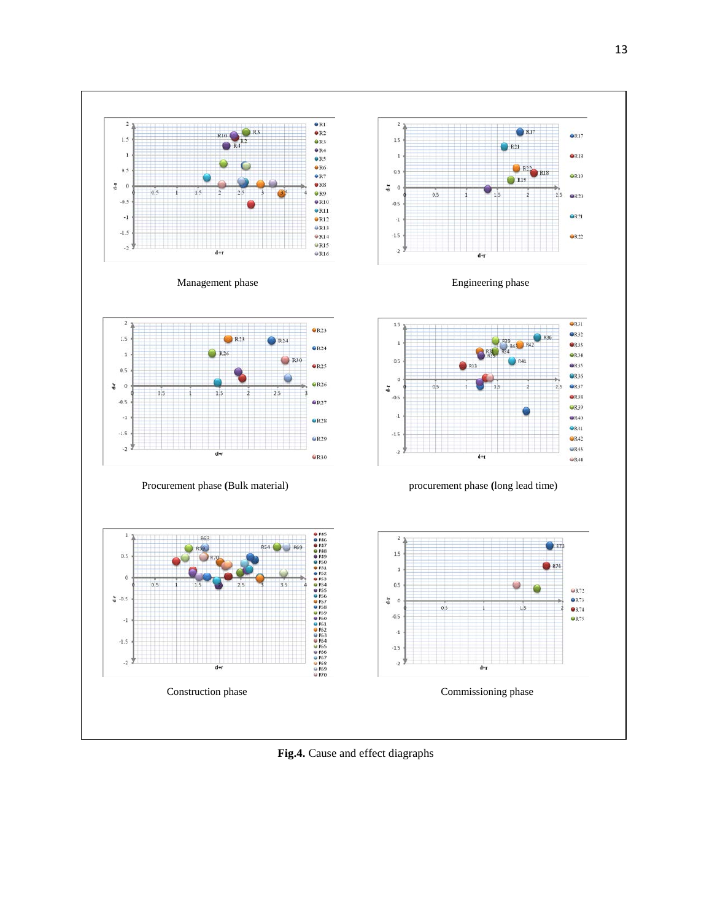Management phase

Engineering phase

Procurement phase (Bulk material)

procurement phase (long lead time)

Construction phase

Commissioning phase

**Fig.4.** Cause and effect diagraphs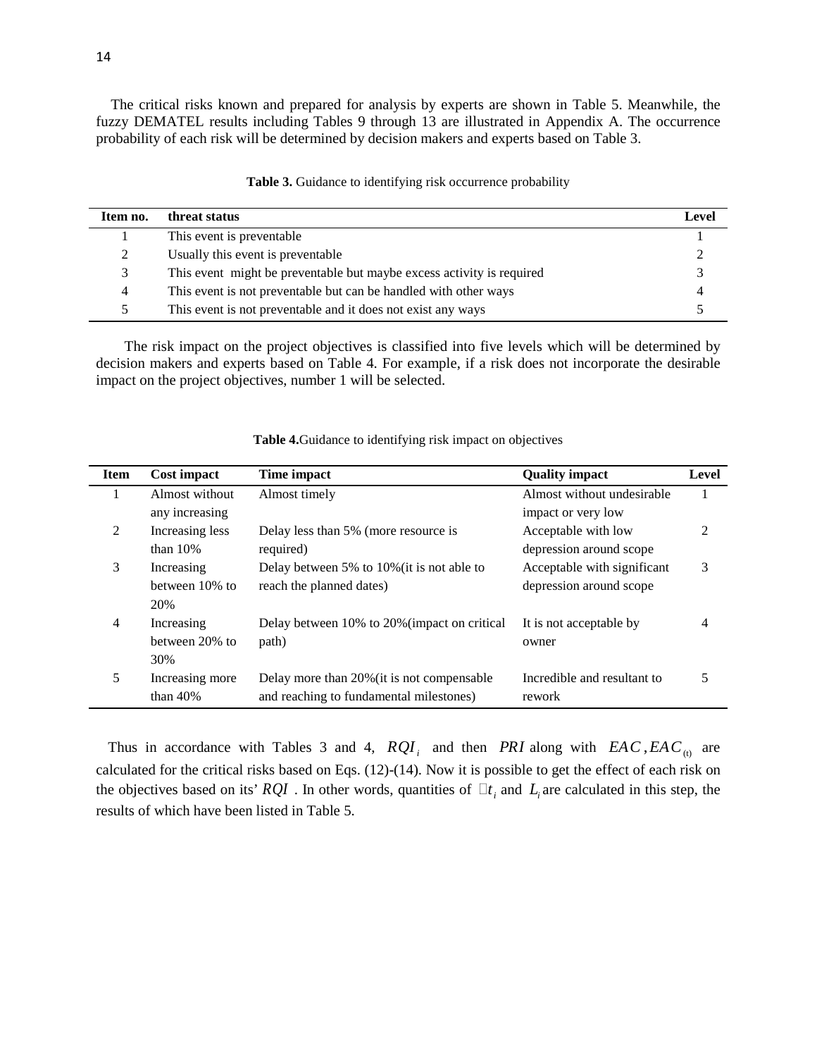The critical risks known and prepared for analysis by experts are shown in Table 5. Meanwhile, the fuzzy DEMATEL results including Tables 9 through 13 are illustrated in Appendix A. The occurrence probability of each risk will be determined by decision makers and experts based on Table 3.

**Table 3.** Guidance to identifying risk occurrence probability

| Item no. | threat status | Level |
|---|---|---|
| 1 | This event is preventable | 1 |
| 2 | Usually this event is preventable | 2 |
| 3 | This event might be preventable but maybe excess activity is required | 3 |
| 4 | This event is not preventable but can be handled with other ways | 4 |
| 5 | This event is not preventable and it does not exist any ways | 5 |

The risk impact on the project objectives is classified into five levels which will be determined by decision makers and experts based on Table 4. For example, if a risk does not incorporate the desirable impact on the project objectives, number 1 will be selected.

**Table 4.** Guidance to identifying risk impact on objectives

| Item | Cost impact | Time impact | Quality impact | Level |
|---|---|---|---|---|
| 1 | Almost without any increasing | Almost timely | Almost without undesirable impact or very low | 1 |
| 2 | Increasing less than 10% | Delay less than 5% (more resource is required) | Acceptable with low depression around scope | 2 |
| 3 | Increasing between 10% to 20% | Delay between 5% to 10%(it is not able to reach the planned dates) | Acceptable with significant depression around scope | 3 |
| 4 | Increasing between 20% to 30% | Delay between 10% to 20%(impact on critical path) | It is not acceptable by owner | 4 |
| 5 | Increasing more than 40% | Delay more than 20%(it is not compensable and reaching to fundamental milestones) | Incredible and resultant to rework | 5 |

Thus in accordance with Tables 3 and 4, $RQI_i$ and then $PRI$ along with $EAC, EAC_{(t)}$ are calculated for the critical risks based on Eqs. (12)-(14). Now it is possible to get the effect of each risk on the objectives based on its' $RQI$. In other words, quantities of $\Delta t_i$ and $L_i$ are calculated in this step, the results of which have been listed in Table 5.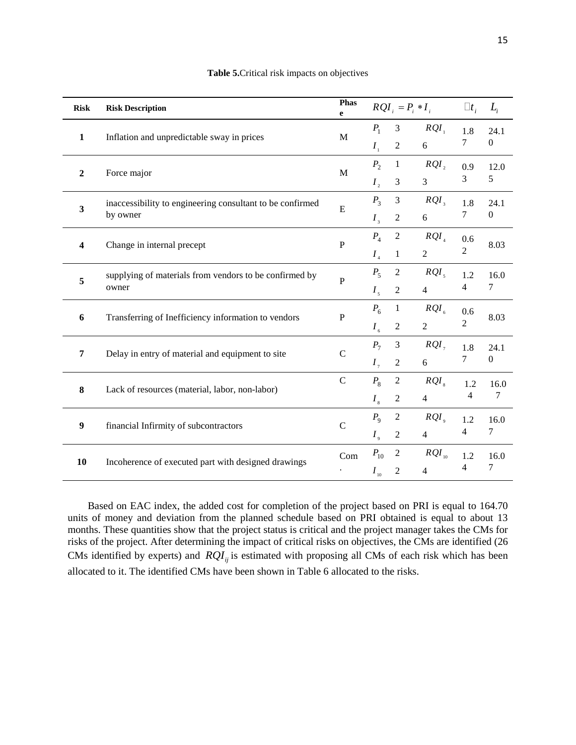**Table 5.**Critical risk impacts on objectives

| Risk | Risk Description | Phase | $RQI_i = P_i * I_i$ | | | $\Delta t_i$ | $L_i$ |
|---|---|---|---|---|---|---|---|
| **1** | Inflation and unpredictable sway in prices | M | $P_1$ | 3 | $RQI_1$ | 1.87 | 24.10 |
| | | | $I_1$ | 2 | 6 | | |
| **2** | Force major | M | $P_2$ | 1 | $RQI_2$ | 0.93 | 12.05 |
| | | | $I_2$ | 3 | 3 | | |
| **3** | inaccessibility to engineering consultant to be confirmed by owner | E | $P_3$ | 3 | $RQI_3$ | 1.87 | 24.10 |
| | | | $I_3$ | 2 | 6 | | |
| **4** | Change in internal precept | P | $P_4$ | 2 | $RQI_4$ | 0.62 | 8.03 |
| | | | $I_4$ | 1 | 2 | | |
| **5** | supplying of materials from vendors to be confirmed by owner | P | $P_5$ | 2 | $RQI_5$ | 1.24 | 16.07 |
| | | | $I_5$ | 2 | 4 | | |
| **6** | Transferring of Inefficiency information to vendors | P | $P_6$ | 1 | $RQI_6$ | 0.62 | 8.03 |
| | | | $I_6$ | 2 | 2 | | |
| **7** | Delay in entry of material and equipment to site | C | $P_7$ | 3 | $RQI_7$ | 1.87 | 24.10 |
| | | | $I_7$ | 2 | 6 | | |
| **8** | Lack of resources (material, labor, non-labor) | C | $P_8$ | 2 | $RQI_8$ | 1.24 | 16.07 |
| | | | $I_8$ | 2 | 4 | | |
| **9** | financial Infirmity of subcontractors | C | $P_9$ | 2 | $RQI_9$ | 1.24 | 16.07 |
| | | | $I_9$ | 2 | 4 | | |
| **10** | Incoherence of executed part with designed drawings | Com. | $P_{10}$ | 2 | $RQI_{10}$ | 1.24 | 16.07 |
| | | | $I_{10}$ | 2 | 4 | | |

Based on EAC index, the added cost for completion of the project based on PRI is equal to 164.70 units of money and deviation from the planned schedule based on PRI obtained is equal to about 13 months. These quantities show that the project status is critical and the project manager takes the CMs for risks of the project. After determining the impact of critical risks on objectives, the CMs are identified (26 CMs identified by experts) and $RQI_{ij}$ is estimated with proposing all CMs of each risk which has been allocated to it. The identified CMs have been shown in Table 6 allocated to the risks.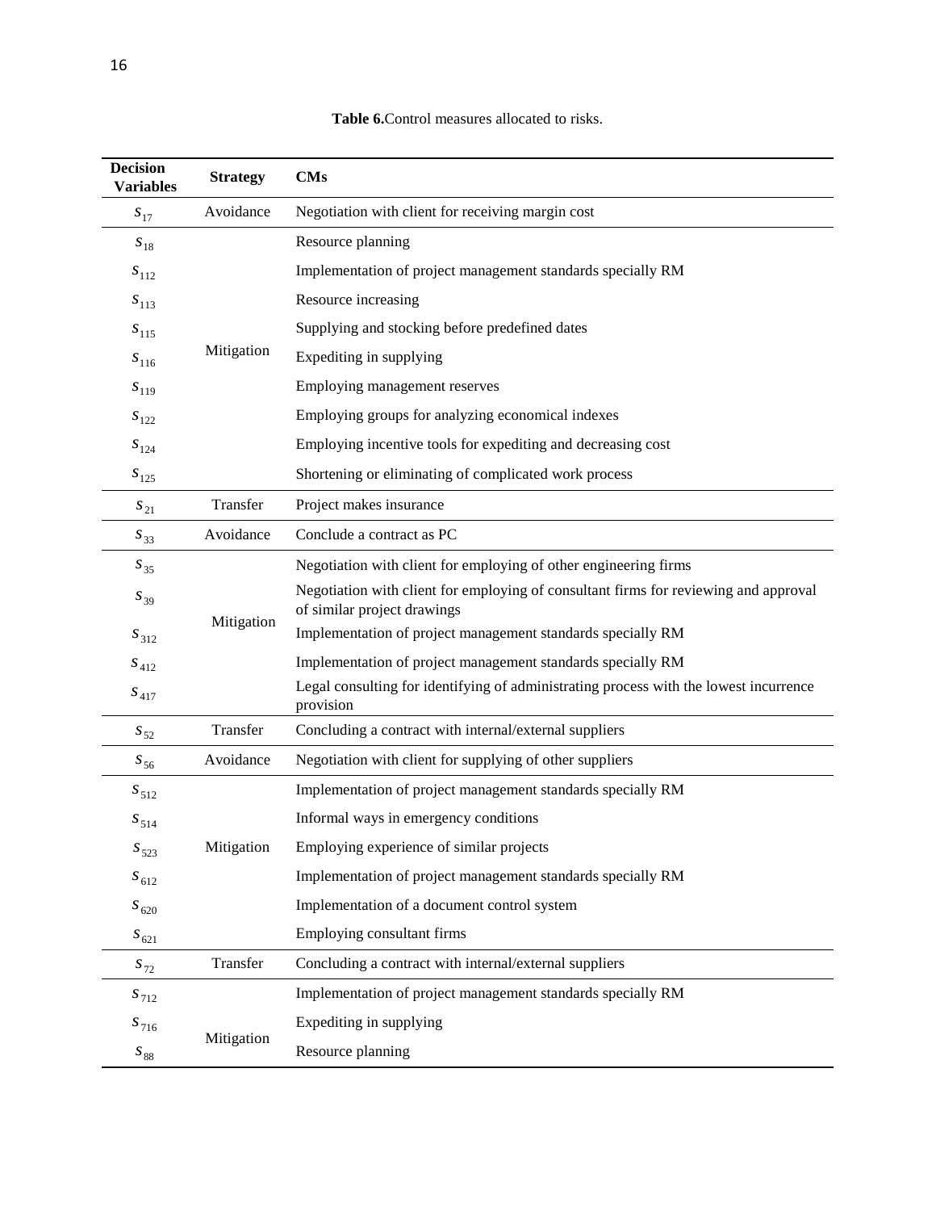**Table 6.** Control measures allocated to risks.

| Decision Variables | Strategy | CMs |
|---|---|---|
| $s_{17}$ | Avoidance | Negotiation with client for receiving margin cost |
| $s_{18}$ | Mitigation | Resource planning |
| $s_{112}$ | | Implementation of project management standards specially RM |
| $s_{113}$ | | Resource increasing |
| $s_{115}$ | | Supplying and stocking before predefined dates |
| $s_{116}$ | | Expediting in supplying |
| $s_{119}$ | | Employing management reserves |
| $s_{122}$ | | Employing groups for analyzing economical indexes |
| $s_{124}$ | | Employing incentive tools for expediting and decreasing cost |
| $s_{125}$ | | Shortening or eliminating of complicated work process |
| $s_{21}$ | Transfer | Project makes insurance |
| $s_{33}$ | Avoidance | Conclude a contract as PC |
| $s_{35}$ | Mitigation | Negotiation with client for employing of other engineering firms |
| $s_{39}$ | | Negotiation with client for employing of consultant firms for reviewing and approval of similar project drawings |
| $s_{312}$ | | Implementation of project management standards specially RM |
| $s_{412}$ | | Implementation of project management standards specially RM |
| $s_{417}$ | | Legal consulting for identifying of administrating process with the lowest incurrence provision |
| $s_{52}$ | Transfer | Concluding a contract with internal/external suppliers |
| $s_{56}$ | Avoidance | Negotiation with client for supplying of other suppliers |
| $s_{512}$ | Mitigation | Implementation of project management standards specially RM |
| $s_{514}$ | | Informal ways in emergency conditions |
| $s_{523}$ | | Employing experience of similar projects |
| $s_{612}$ | | Implementation of project management standards specially RM |
| $s_{620}$ | | Implementation of a document control system |
| $s_{621}$ | | Employing consultant firms |
| $s_{72}$ | Transfer | Concluding a contract with internal/external suppliers |
| $s_{712}$ | Mitigation | Implementation of project management standards specially RM |
| $s_{716}$ | | Expediting in supplying |
| $s_{88}$ | | Resource planning |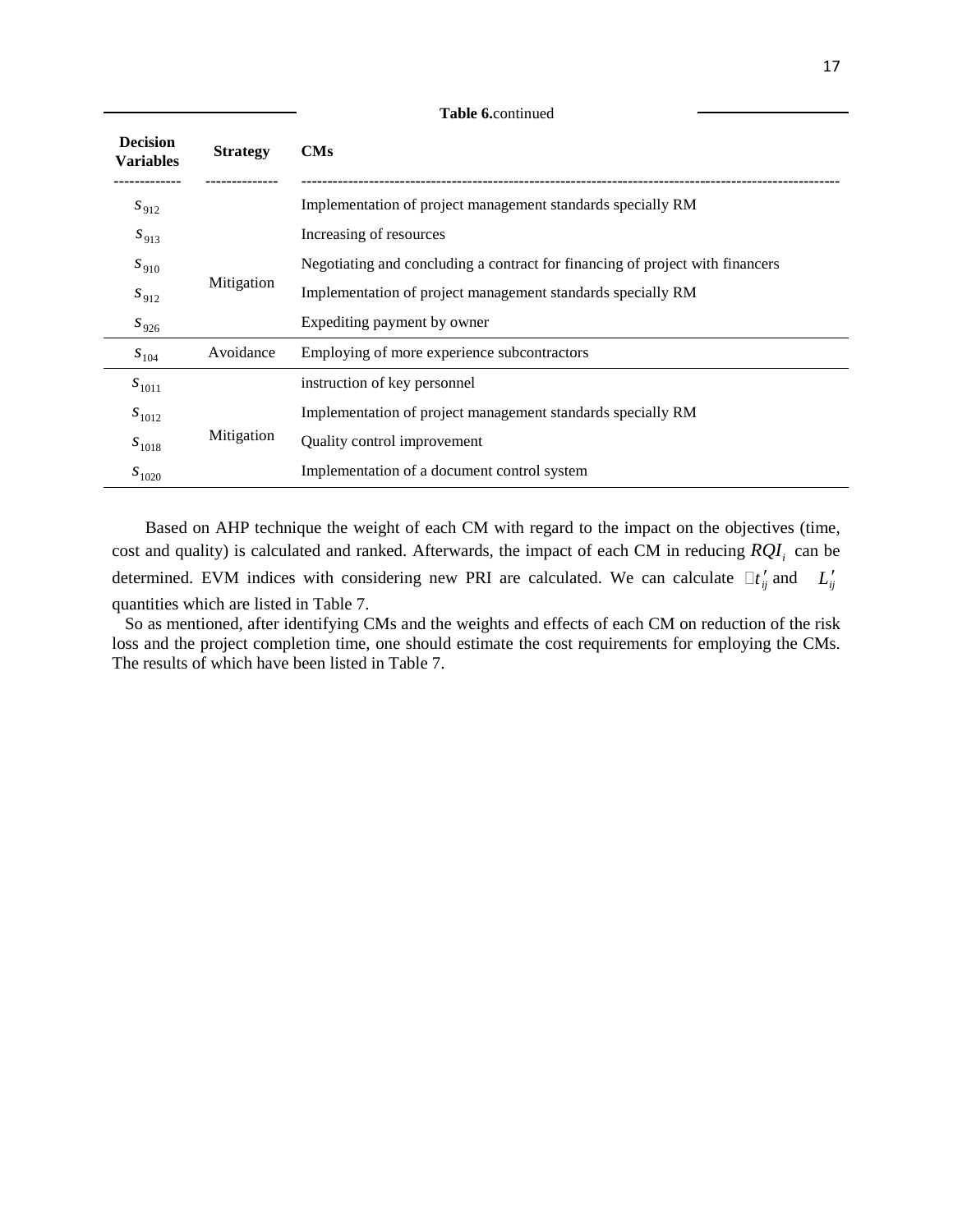**Table 6.** continued

| Decision Variables | Strategy | CMs |
|---|---|---|
| $s_{912}$ | Mitigation | Implementation of project management standards specially RM |
| $s_{913}$ | | Increasing of resources |
| $s_{910}$ | | Negotiating and concluding a contract for financing of project with financers |
| $s_{912}$ | | Implementation of project management standards specially RM |
| $s_{926}$ | | Expediting payment by owner |
| $s_{104}$ | Avoidance | Employing of more experience subcontractors |
| $s_{1011}$ | Mitigation | instruction of key personnel |
| $s_{1012}$ | | Implementation of project management standards specially RM |
| $s_{1018}$ | | Quality control improvement |
| $s_{1020}$ | | Implementation of a document control system |

Based on AHP technique the weight of each CM with regard to the impact on the objectives (time, cost and quality) is calculated and ranked. Afterwards, the impact of each CM in reducing $RQI_i$ can be determined. EVM indices with considering new PRI are calculated. We can calculate $\Delta t'_{ij}$ and $L'_{ij}$ quantities which are listed in Table 7.

So as mentioned, after identifying CMs and the weights and effects of each CM on reduction of the risk loss and the project completion time, one should estimate the cost requirements for employing the CMs. The results of which have been listed in Table 7.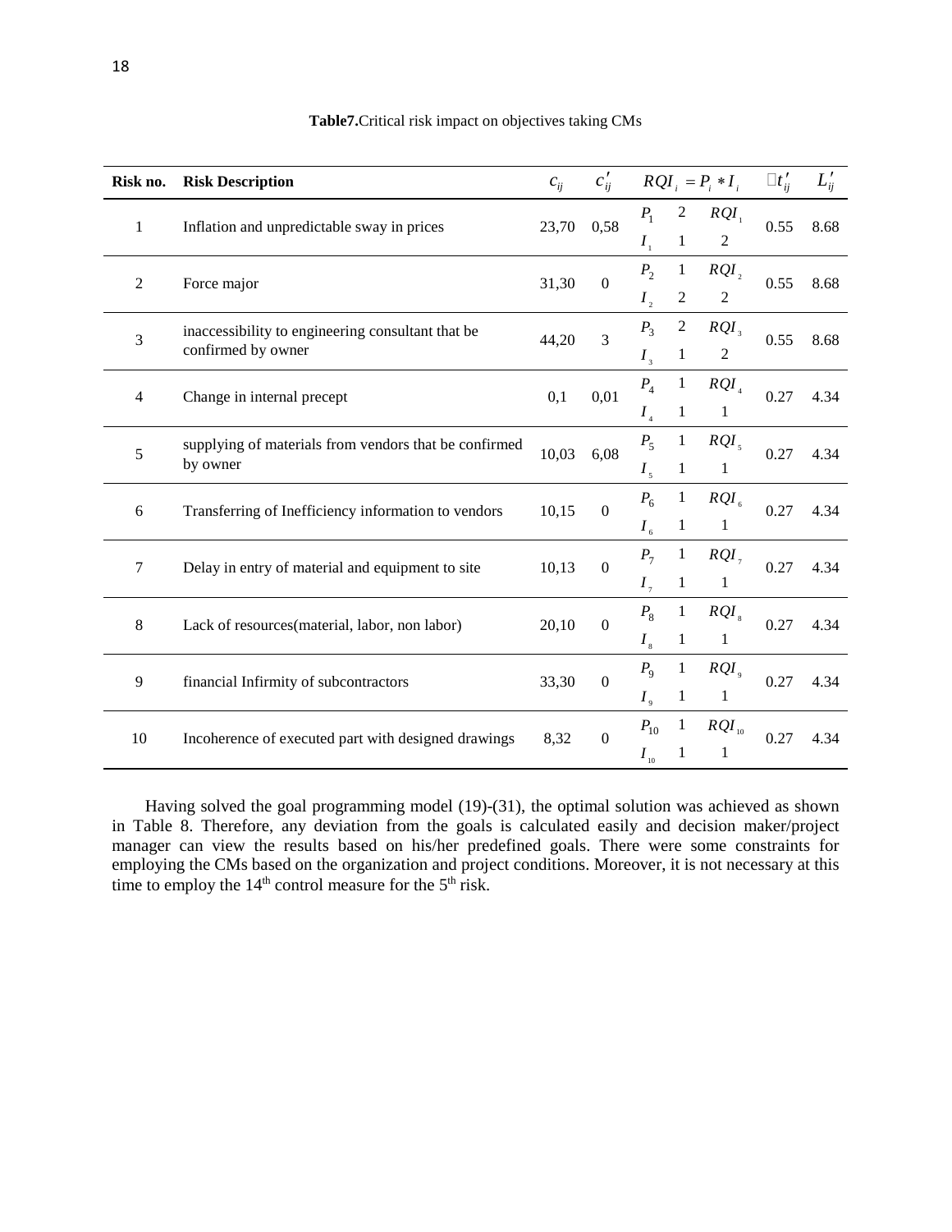**Table7.** Critical risk impact on objectives taking CMs

| Risk no. | Risk Description | $c_{ij}$ | $c'_{ij}$ | $RQI_i = P_i * I_i$ | | | $\Delta t'_{ij}$ | $L'_{ij}$ |
|---|---|---|---|---|---|---|---|---|
| 1 | Inflation and unpredictable sway in prices | 23,70 | 0,58 | $P_1$ | 2 | $RQI_1$ | 0.55 | 8.68 |
| | | | | $I_1$ | 1 | 2 | | |
| 2 | Force major | 31,30 | 0 | $P_2$ | 1 | $RQI_2$ | 0.55 | 8.68 |
| | | | | $I_2$ | 2 | 2 | | |
| 3 | inaccessibility to engineering consultant that be confirmed by owner | 44,20 | 3 | $P_3$ | 2 | $RQI_3$ | 0.55 | 8.68 |
| | | | | $I_3$ | 1 | 2 | | |
| 4 | Change in internal precept | 0,1 | 0,01 | $P_4$ | 1 | $RQI_4$ | 0.27 | 4.34 |
| | | | | $I_4$ | 1 | 1 | | |
| 5 | supplying of materials from vendors that be confirmed by owner | 10,03 | 6,08 | $P_5$ | 1 | $RQI_5$ | 0.27 | 4.34 |
| | | | | $I_5$ | 1 | 1 | | |
| 6 | Transferring of Inefficiency information to vendors | 10,15 | 0 | $P_6$ | 1 | $RQI_6$ | 0.27 | 4.34 |
| | | | | $I_6$ | 1 | 1 | | |
| 7 | Delay in entry of material and equipment to site | 10,13 | 0 | $P_7$ | 1 | $RQI_7$ | 0.27 | 4.34 |
| | | | | $I_7$ | 1 | 1 | | |
| 8 | Lack of resources(material, labor, non labor) | 20,10 | 0 | $P_8$ | 1 | $RQI_8$ | 0.27 | 4.34 |
| | | | | $I_8$ | 1 | 1 | | |
| 9 | financial Infirmity of subcontractors | 33,30 | 0 | $P_9$ | 1 | $RQI_9$ | 0.27 | 4.34 |
| | | | | $I_9$ | 1 | 1 | | |
| 10 | Incoherence of executed part with designed drawings | 8,32 | 0 | $P_{10}$ | 1 | $RQI_{10}$ | 0.27 | 4.34 |
| | | | | $I_{10}$ | 1 | 1 | | |

Having solved the goal programming model (19)-(31), the optimal solution was achieved as shown in Table 8. Therefore, any deviation from the goals is calculated easily and decision maker/project manager can view the results based on his/her predefined goals. There were some constraints for employing the CMs based on the organization and project conditions. Moreover, it is not necessary at this time to employ the 14$^{th}$ control measure for the 5$^{th}$ risk.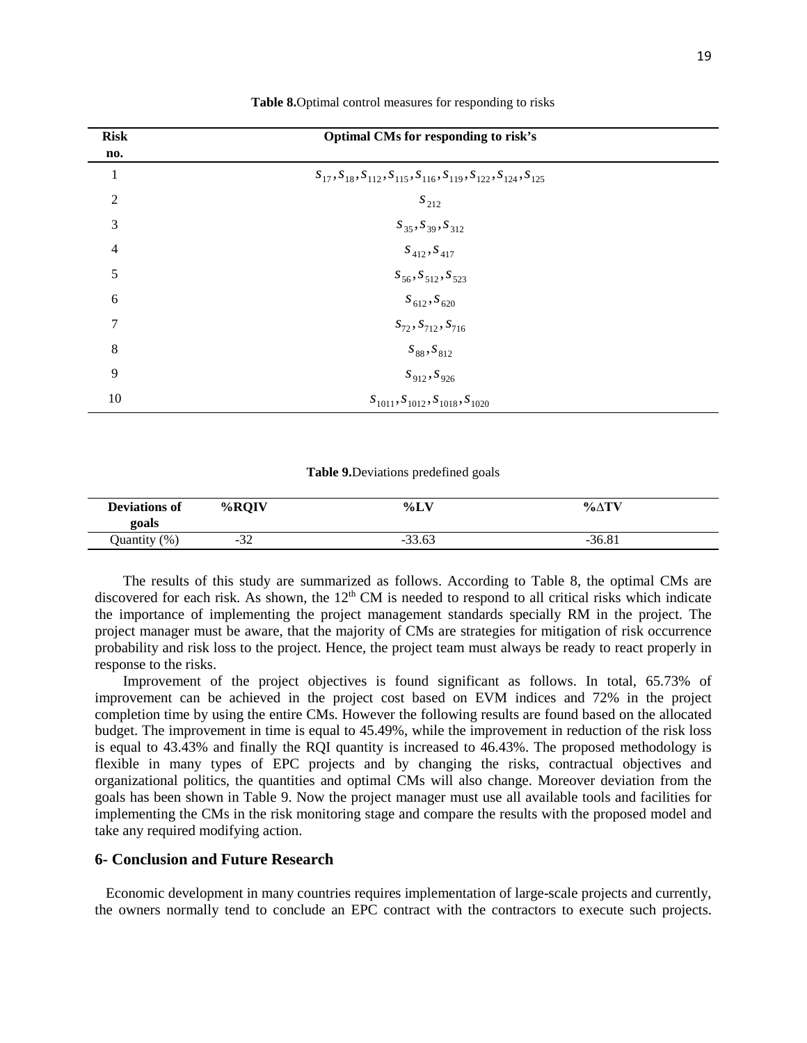**Table 8.** Optimal control measures for responding to risks

| Risk no. | Optimal CMs for responding to risk's |
|---|---|
| 1 | $S_{17}, S_{18}, S_{112}, S_{115}, S_{116}, S_{119}, S_{122}, S_{124}, S_{125}$ |
| 2 | $S_{212}$ |
| 3 | $S_{35}, S_{39}, S_{312}$ |
| 4 | $S_{412}, S_{417}$ |
| 5 | $S_{56}, S_{512}, S_{523}$ |
| 6 | $S_{612}, S_{620}$ |
| 7 | $S_{72}, S_{712}, S_{716}$ |
| 8 | $S_{88}, S_{812}$ |
| 9 | $S_{912}, S_{926}$ |
| 10 | $S_{1011}, S_{1012}, S_{1018}, S_{1020}$ |

**Table 9.** Deviations predefined goals

| Deviations of goals | %RQIV | %LV | %$\Delta$TV |
|---|---|---|---|
| Quantity (%) | -32 | -33.63 | -36.81 |

The results of this study are summarized as follows. According to Table 8, the optimal CMs are discovered for each risk. As shown, the 12[th] CM is needed to respond to all critical risks which indicate the importance of implementing the project management standards specially RM in the project. The project manager must be aware, that the majority of CMs are strategies for mitigation of risk occurrence probability and risk loss to the project. Hence, the project team must always be ready to react properly in response to the risks.

Improvement of the project objectives is found significant as follows. In total, 65.73% of improvement can be achieved in the project cost based on EVM indices and 72% in the project completion time by using the entire CMs. However the following results are found based on the allocated budget. The improvement in time is equal to 45.49%, while the improvement in reduction of the risk loss is equal to 43.43% and finally the RQI quantity is increased to 46.43%. The proposed methodology is flexible in many types of EPC projects and by changing the risks, contractual objectives and organizational politics, the quantities and optimal CMs will also change. Moreover deviation from the goals has been shown in Table 9. Now the project manager must use all available tools and facilities for implementing the CMs in the risk monitoring stage and compare the results with the proposed model and take any required modifying action.

## 6- Conclusion and Future Research

Economic development in many countries requires implementation of large-scale projects and currently, the owners normally tend to conclude an EPC contract with the contractors to execute such projects.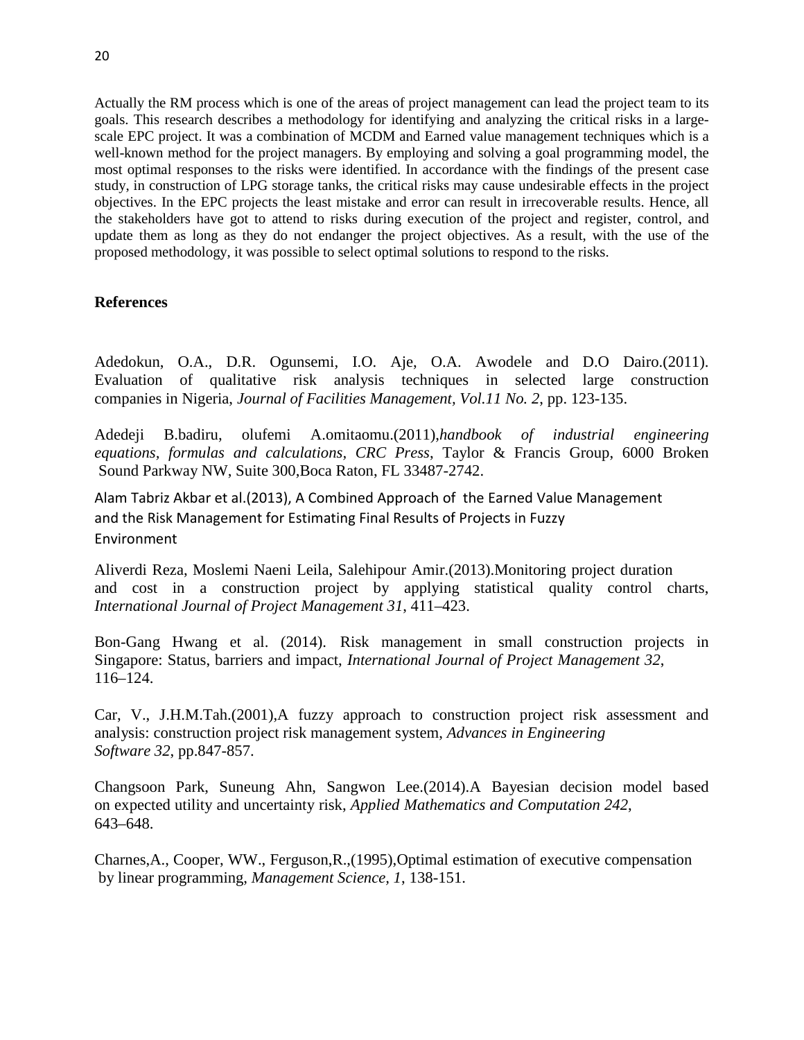Actually the RM process which is one of the areas of project management can lead the project team to its goals. This research describes a methodology for identifying and analyzing the critical risks in a large-scale EPC project. It was a combination of MCDM and Earned value management techniques which is a well-known method for the project managers. By employing and solving a goal programming model, the most optimal responses to the risks were identified. In accordance with the findings of the present case study, in construction of LPG storage tanks, the critical risks may cause undesirable effects in the project objectives. In the EPC projects the least mistake and error can result in irrecoverable results. Hence, all the stakeholders have got to attend to risks during execution of the project and register, control, and update them as long as they do not endanger the project objectives. As a result, with the use of the proposed methodology, it was possible to select optimal solutions to respond to the risks.

## References

Adedokun, O.A., D.R. Ogunsemi, I.O. Aje, O.A. Awodele and D.O Dairo.(2011). Evaluation of qualitative risk analysis techniques in selected large construction companies in Nigeria, *Journal of Facilities Management, Vol.11 No. 2*, pp. 123-135.

Adedeji B.badiru, olufemi A.omitaomu.(2011),*handbook of industrial engineering equations, formulas and calculations, CRC Press*, Taylor & Francis Group, 6000 Broken Sound Parkway NW, Suite 300,Boca Raton, FL 33487-2742.

Alam Tabriz Akbar et al.(2013), A Combined Approach of the Earned Value Management and the Risk Management for Estimating Final Results of Projects in Fuzzy Environment

Aliverdi Reza, Moslemi Naeni Leila, Salehipour Amir.(2013).Monitoring project duration and cost in a construction project by applying statistical quality control charts, *International Journal of Project Management 31*, 411–423.

Bon-Gang Hwang et al. (2014). Risk management in small construction projects in Singapore: Status, barriers and impact, *International Journal of Project Management 32*, 116–124.

Car, V., J.H.M.Tah.(2001),A fuzzy approach to construction project risk assessment and analysis: construction project risk management system, *Advances in Engineering Software 32*, pp.847-857.

Changsoon Park, Suneung Ahn, Sangwon Lee.(2014).A Bayesian decision model based on expected utility and uncertainty risk, *Applied Mathematics and Computation 242*, 643–648.

Charnes,A., Cooper, WW., Ferguson,R.,(1995),Optimal estimation of executive compensation by linear programming, *Management Science, 1*, 138-151.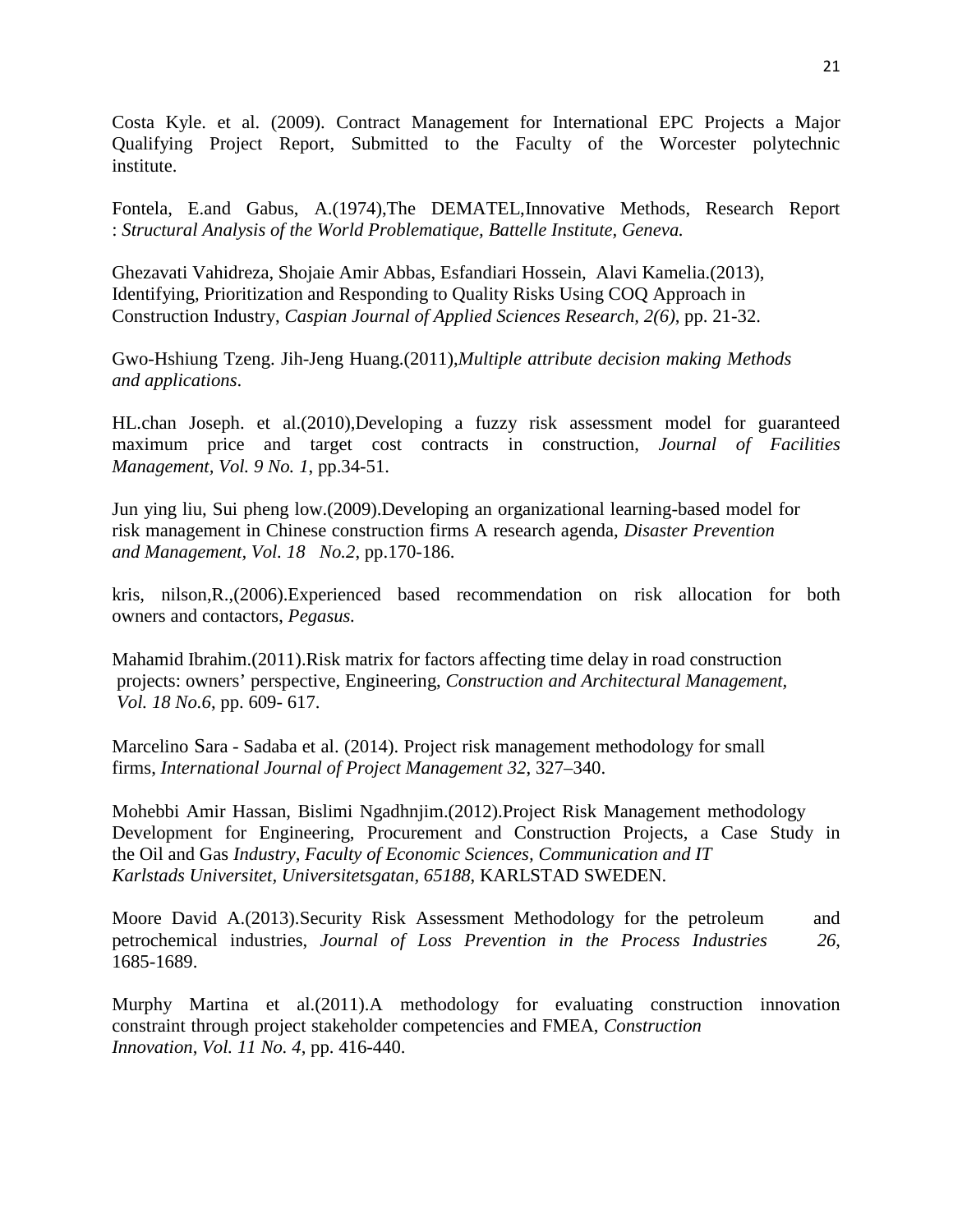Costa Kyle. et al. (2009). Contract Management for International EPC Projects a Major Qualifying Project Report, Submitted to the Faculty of the Worcester polytechnic institute.

Fontela, E.and Gabus, A.(1974),The DEMATEL,Innovative Methods, Research Report : *Structural Analysis of the World Problematique, Battelle Institute, Geneva.*

Ghezavati Vahidreza, Shojaie Amir Abbas, Esfandiari Hossein, Alavi Kamelia.(2013), Identifying, Prioritization and Responding to Quality Risks Using COQ Approach in Construction Industry, *Caspian Journal of Applied Sciences Research, 2(6)*, pp. 21-32.

Gwo-Hshiung Tzeng. Jih-Jeng Huang.(2011),*Multiple attribute decision making Methods and applications*.

HL.chan Joseph. et al.(2010),Developing a fuzzy risk assessment model for guaranteed maximum price and target cost contracts in construction, *Journal of Facilities Management, Vol. 9 No. 1*, pp.34-51.

Jun ying liu, Sui pheng low.(2009).Developing an organizational learning-based model for risk management in Chinese construction firms A research agenda, *Disaster Prevention and Management, Vol. 18 No.2*, pp.170-186.

kris, nilson,R.,(2006).Experienced based recommendation on risk allocation for both owners and contactors, *Pegasus.*

Mahamid Ibrahim.(2011).Risk matrix for factors affecting time delay in road construction projects: owners' perspective, Engineering, *Construction and Architectural Management, Vol. 18 No.6*, pp. 609- 617.

Marcelino Sara - Sadaba et al. (2014). Project risk management methodology for small firms, *International Journal of Project Management 32*, 327–340.

Mohebbi Amir Hassan, Bislimi Ngadhnjim.(2012).Project Risk Management methodology Development for Engineering, Procurement and Construction Projects, a Case Study in the Oil and Gas *Industry, Faculty of Economic Sciences, Communication and IT Karlstads Universitet, Universitetsgatan, 65188*, KARLSTAD SWEDEN.

Moore David A.(2013).Security Risk Assessment Methodology for the petroleum and petrochemical industries, *Journal of Loss Prevention in the Process Industries 26*, 1685-1689.

Murphy Martina et al.(2011).A methodology for evaluating construction innovation constraint through project stakeholder competencies and FMEA, *Construction Innovation, Vol. 11 No. 4*, pp. 416-440.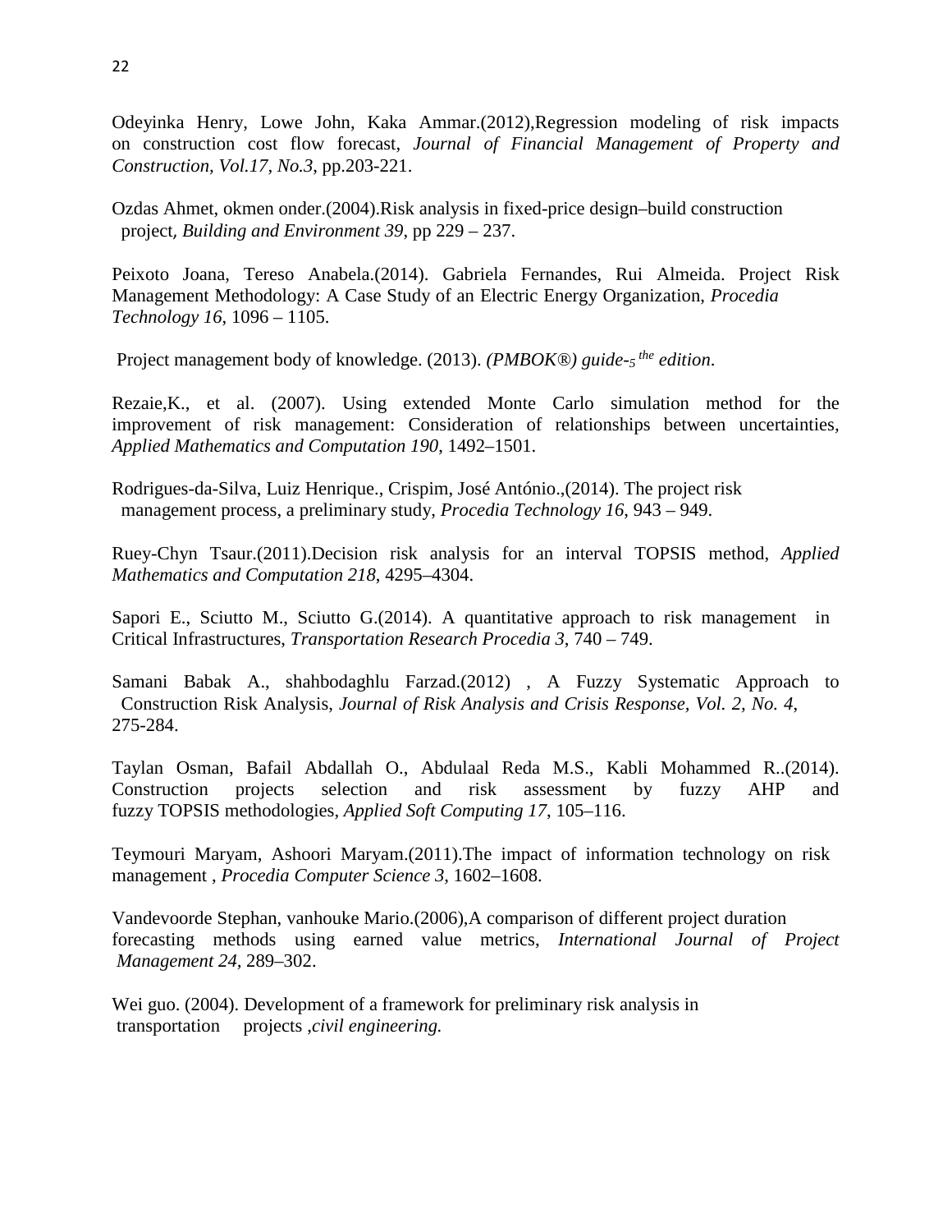Odeyinka Henry, Lowe John, Kaka Ammar.(2012),Regression modeling of risk impacts on construction cost flow forecast, *Journal of Financial Management of Property and Construction, Vol.17, No.3*, pp.203-221.

Ozdas Ahmet, okmen onder.(2004).Risk analysis in fixed-price design–build construction project, *Building and Environment 39*, pp 229 – 237.

Peixoto Joana, Tereso Anabela.(2014). Gabriela Fernandes, Rui Almeida. Project Risk Management Methodology: A Case Study of an Electric Energy Organization, *Procedia Technology 16*, 1096 – 1105.

Project management body of knowledge. (2013). *(PMBOK®) guide-5 the edition*.

Rezaie,K., et al. (2007). Using extended Monte Carlo simulation method for the improvement of risk management: Consideration of relationships between uncertainties, *Applied Mathematics and Computation 190*, 1492–1501.

Rodrigues-da-Silva, Luiz Henrique., Crispim, José António.,(2014). The project risk management process, a preliminary study, *Procedia Technology 16*, 943 – 949.

Ruey-Chyn Tsaur.(2011).Decision risk analysis for an interval TOPSIS method, *Applied Mathematics and Computation 218*, 4295–4304.

Sapori E., Sciutto M., Sciutto G.(2014). A quantitative approach to risk management in Critical Infrastructures, *Transportation Research Procedia 3*, 740 – 749.

Samani Babak A., shahbodaghlu Farzad.(2012) , A Fuzzy Systematic Approach to Construction Risk Analysis, *Journal of Risk Analysis and Crisis Response, Vol. 2, No. 4*, 275-284.

Taylan Osman, Bafail Abdallah O., Abdulaal Reda M.S., Kabli Mohammed R..(2014). Construction projects selection and risk assessment by fuzzy AHP and fuzzy TOPSIS methodologies, *Applied Soft Computing 17*, 105–116.

Teymouri Maryam, Ashoori Maryam.(2011).The impact of information technology on risk management , *Procedia Computer Science 3*, 1602–1608.

Vandevoorde Stephan, vanhouke Mario.(2006),A comparison of different project duration forecasting methods using earned value metrics, *International Journal of Project Management 24*, 289–302.

Wei guo. (2004). Development of a framework for preliminary risk analysis in transportation projects ,*civil engineering.*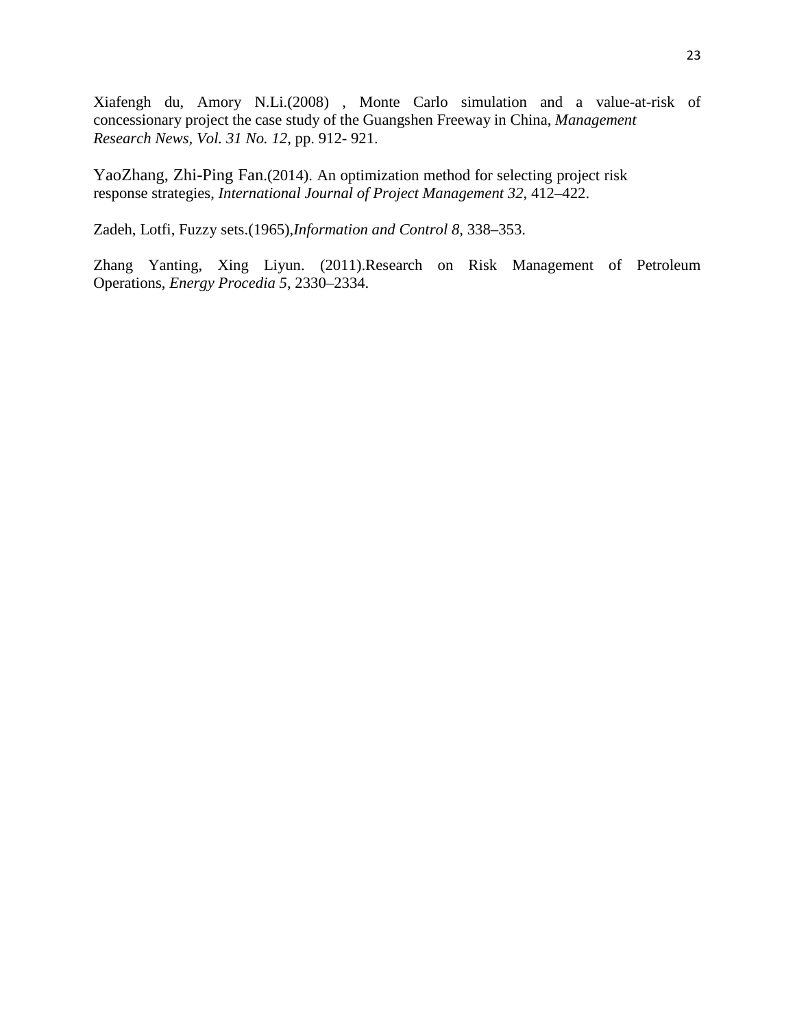Xiafengh du, Amory N.Li.(2008) , Monte Carlo simulation and a value-at-risk of concessionary project the case study of the Guangshen Freeway in China, *Management Research News, Vol. 31 No. 12*, pp. 912- 921.

YaoZhang, Zhi-Ping Fan.(2014). An optimization method for selecting project risk response strategies, *International Journal of Project Management 32*, 412–422.

Zadeh, Lotfi, Fuzzy sets.(1965),*Information and Control 8*, 338–353.

Zhang Yanting, Xing Liyun. (2011).Research on Risk Management of Petroleum Operations, *Energy Procedia 5*, 2330–2334.